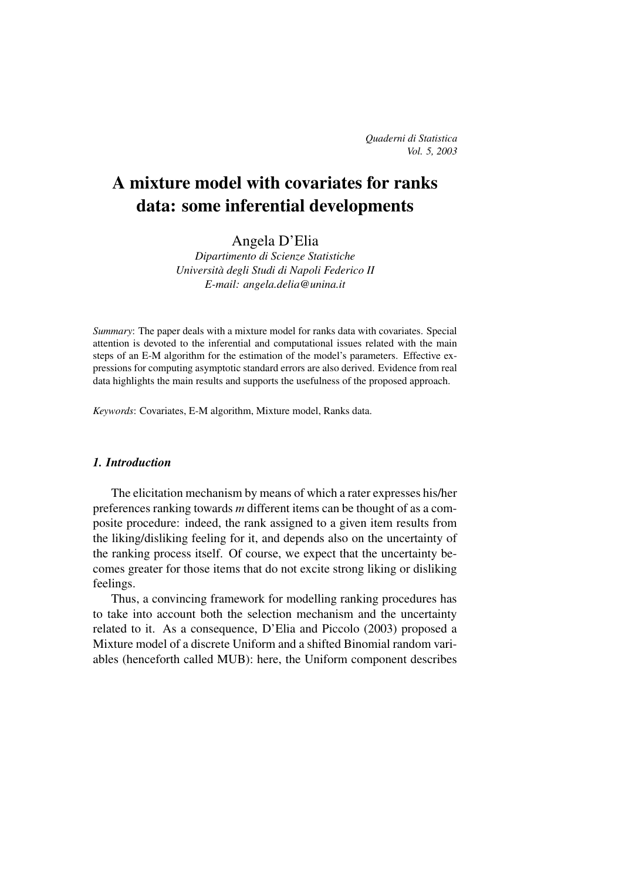# A mixture model with covariates for ranks data: some inferential developments

Angela D'Elia

*Dipartimento di Scienze Statistiche*
*Università degli Studi di Napoli Federico II*
*E-mail: angela.delia@unina.it*

*Summary*: The paper deals with a mixture model for ranks data with covariates. Special attention is devoted to the inferential and computational issues related with the main steps of an E-M algorithm for the estimation of the model's parameters. Effective expressions for computing asymptotic standard errors are also derived. Evidence from real data highlights the main results and supports the usefulness of the proposed approach.

*Keywords*: Covariates, E-M algorithm, Mixture model, Ranks data.

## *1. Introduction*

The elicitation mechanism by means of which a rater expresses his/her preferences ranking towards *m* different items can be thought of as a composite procedure: indeed, the rank assigned to a given item results from the liking/disliking feeling for it, and depends also on the uncertainty of the ranking process itself. Of course, we expect that the uncertainty becomes greater for those items that do not excite strong liking or disliking feelings.

Thus, a convincing framework for modelling ranking procedures has to take into account both the selection mechanism and the uncertainty related to it. As a consequence, D'Elia and Piccolo (2003) proposed a Mixture model of a discrete Uniform and a shifted Binomial random variables (henceforth called MUB): here, the Uniform component describes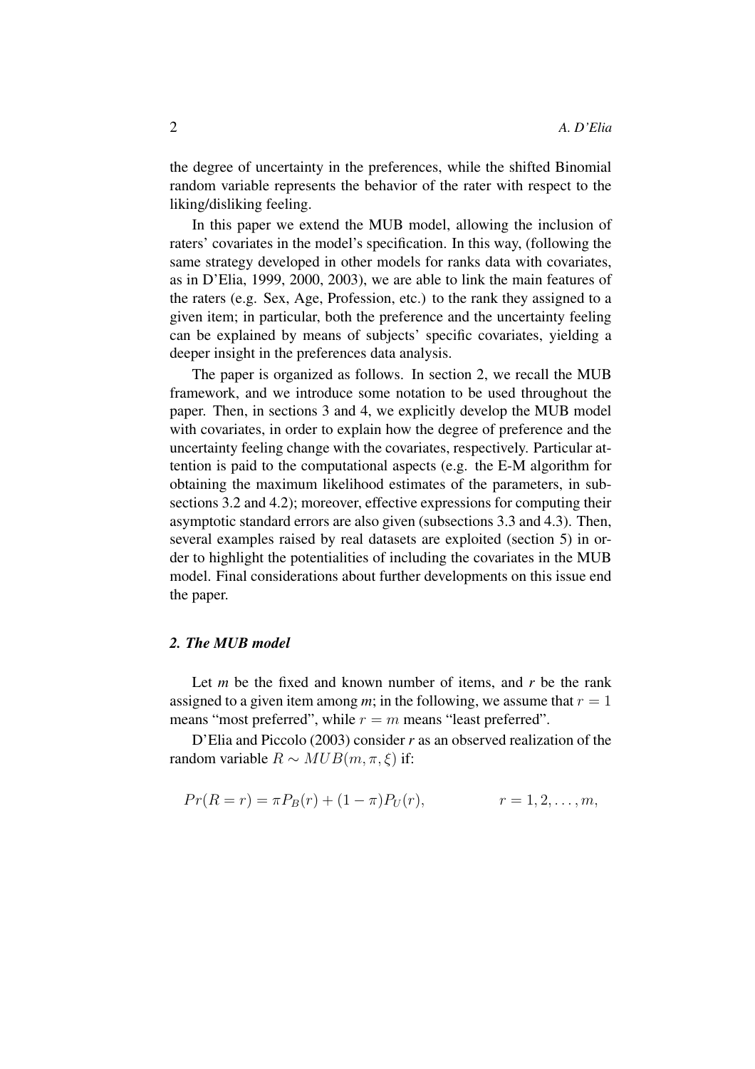the degree of uncertainty in the preferences, while the shifted Binomial random variable represents the behavior of the rater with respect to the liking/disliking feeling.

In this paper we extend the MUB model, allowing the inclusion of raters' covariates in the model's specification. In this way, (following the same strategy developed in other models for ranks data with covariates, as in D'Elia, 1999, 2000, 2003), we are able to link the main features of the raters (e.g. Sex, Age, Profession, etc.) to the rank they assigned to a given item; in particular, both the preference and the uncertainty feeling can be explained by means of subjects' specific covariates, yielding a deeper insight in the preferences data analysis.

The paper is organized as follows. In section 2, we recall the MUB framework, and we introduce some notation to be used throughout the paper. Then, in sections 3 and 4, we explicitly develop the MUB model with covariates, in order to explain how the degree of preference and the uncertainty feeling change with the covariates, respectively. Particular attention is paid to the computational aspects (e.g. the E-M algorithm for obtaining the maximum likelihood estimates of the parameters, in subsections 3.2 and 4.2); moreover, effective expressions for computing their asymptotic standard errors are also given (subsections 3.3 and 4.3). Then, several examples raised by real datasets are exploited (section 5) in order to highlight the potentialities of including the covariates in the MUB model. Final considerations about further developments on this issue end the paper.

## *2. The MUB model*

Let $m$ be the fixed and known number of items, and $r$ be the rank assigned to a given item among $m$; in the following, we assume that $r = 1$ means "most preferred", while $r = m$ means "least preferred".

D'Elia and Piccolo (2003) consider $r$ as an observed realization of the random variable $R \sim MUB(m, \pi, \xi)$ if:

$$Pr(R = r) = \pi P_B(r) + (1 - \pi) P_U(r), \qquad r = 1, 2, \dots, m,$$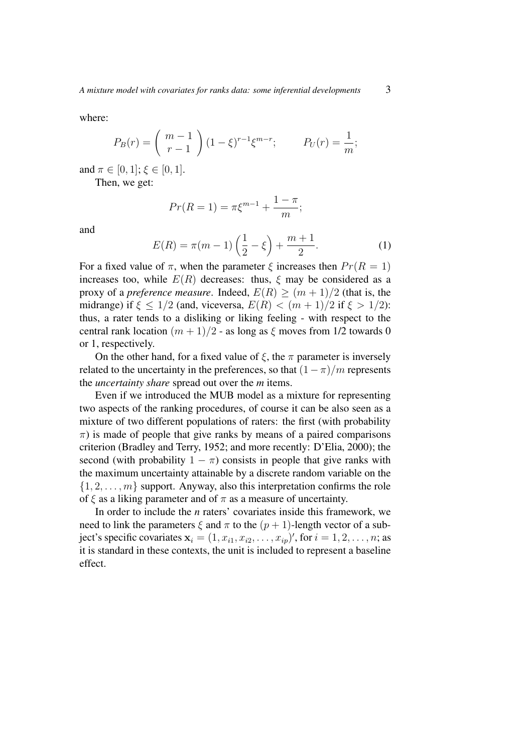where:

$$P_B(r) = \binom{m-1}{r-1} (1-\xi)^{r-1} \xi^{m-r}; \qquad P_U(r) = \frac{1}{m};$$

and $\pi \in [0,1]$; $\xi \in [0,1]$.

Then, we get:

$$Pr(R=1) = \pi \xi^{m-1} + \frac{1-\pi}{m};$$

and

$$E(R) = \pi(m-1)\left(\frac{1}{2} - \xi\right) + \frac{m+1}{2}. \tag{1}$$

For a fixed value of $\pi$, when the parameter $\xi$ increases then $Pr(R=1)$ increases too, while $E(R)$ decreases: thus, $\xi$ may be considered as a proxy of a *preference measure*. Indeed, $E(R) \geq (m+1)/2$ (that is, the midrange) if $\xi \leq 1/2$ (and, viceversa, $E(R) < (m+1)/2$ if $\xi > 1/2$): thus, a rater tends to a disliking or liking feeling - with respect to the central rank location $(m+1)/2$ - as long as $\xi$ moves from 1/2 towards 0 or 1, respectively.

On the other hand, for a fixed value of $\xi$, the $\pi$ parameter is inversely related to the uncertainty in the preferences, so that $(1-\pi)/m$ represents the *uncertainty share* spread out over the *m* items.

Even if we introduced the MUB model as a mixture for representing two aspects of the ranking procedures, of course it can be also seen as a mixture of two different populations of raters: the first (with probability $\pi$) is made of people that give ranks by means of a paired comparisons criterion (Bradley and Terry, 1952; and more recently: D'Elia, 2000); the second (with probability $1-\pi$) consists in people that give ranks with the maximum uncertainty attainable by a discrete random variable on the $\{1, 2, \ldots, m\}$ support. Anyway, also this interpretation confirms the role of $\xi$ as a liking parameter and of $\pi$ as a measure of uncertainty.

In order to include the *n* raters' covariates inside this framework, we need to link the parameters $\xi$ and $\pi$ to the $(p+1)$-length vector of a subject's specific covariates $\mathbf{x}_i = (1, x_{i1}, x_{i2}, \ldots, x_{ip})'$, for $i = 1, 2, \ldots, n$; as it is standard in these contexts, the unit is included to represent a baseline effect.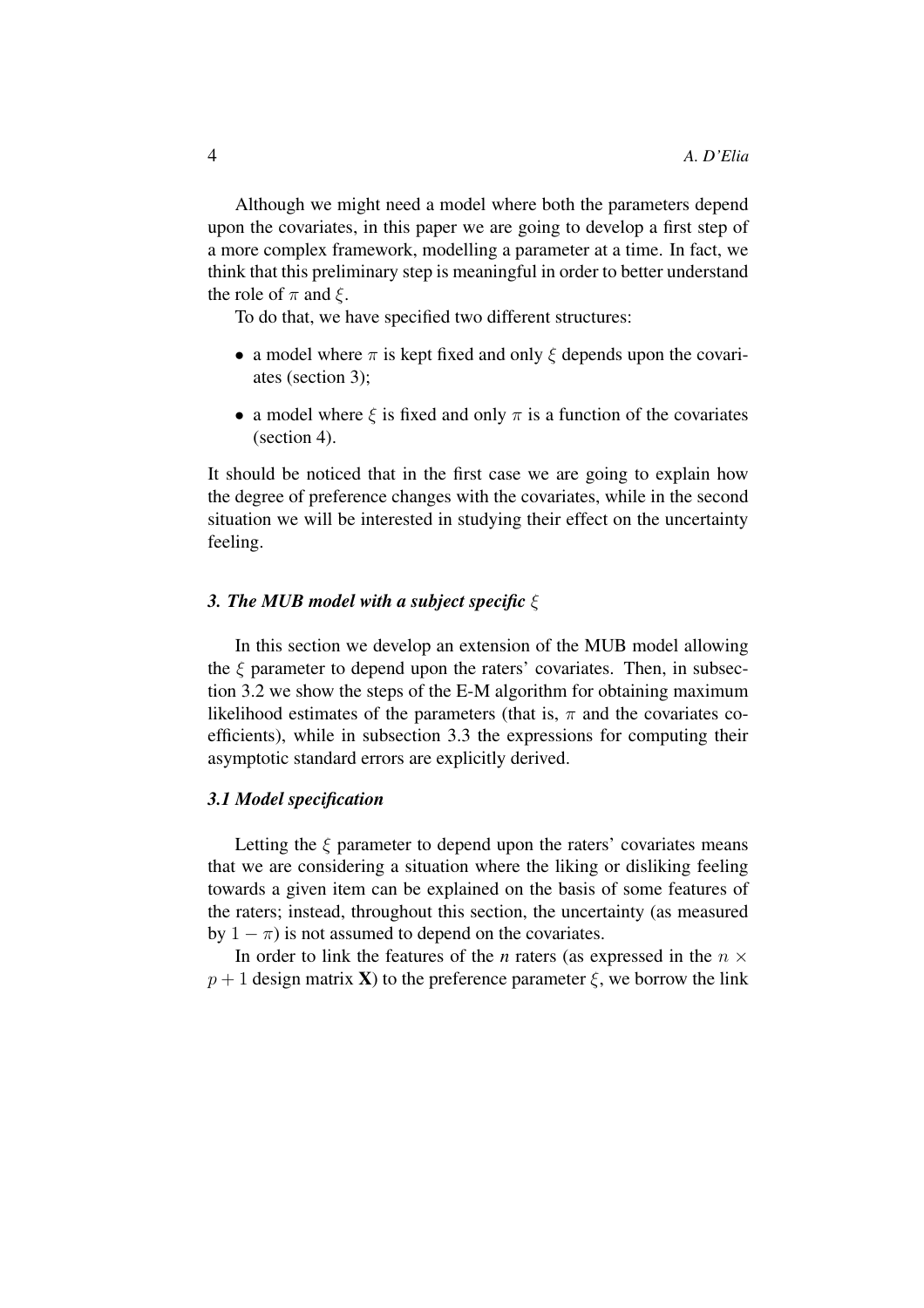Although we might need a model where both the parameters depend upon the covariates, in this paper we are going to develop a first step of a more complex framework, modelling a parameter at a time. In fact, we think that this preliminary step is meaningful in order to better understand the role of $\pi$ and $\xi$.

To do that, we have specified two different structures:

- a model where $\pi$ is kept fixed and only $\xi$ depends upon the covariates (section 3);
- a model where $\xi$ is fixed and only $\pi$ is a function of the covariates (section 4).

It should be noticed that in the first case we are going to explain how the degree of preference changes with the covariates, while in the second situation we will be interested in studying their effect on the uncertainty feeling.

### *3. The MUB model with a subject specific $\xi$*

In this section we develop an extension of the MUB model allowing the $\xi$ parameter to depend upon the raters' covariates. Then, in subsection 3.2 we show the steps of the E-M algorithm for obtaining maximum likelihood estimates of the parameters (that is, $\pi$ and the covariates coefficients), while in subsection 3.3 the expressions for computing their asymptotic standard errors are explicitly derived.

#### *3.1 Model specification*

Letting the $\xi$ parameter to depend upon the raters' covariates means that we are considering a situation where the liking or disliking feeling towards a given item can be explained on the basis of some features of the raters; instead, throughout this section, the uncertainty (as measured by $1-\pi$) is not assumed to depend on the covariates.

In order to link the features of the *n* raters (as expressed in the $n \times p+1$ design matrix $\mathbf{X}$) to the preference parameter $\xi$, we borrow the link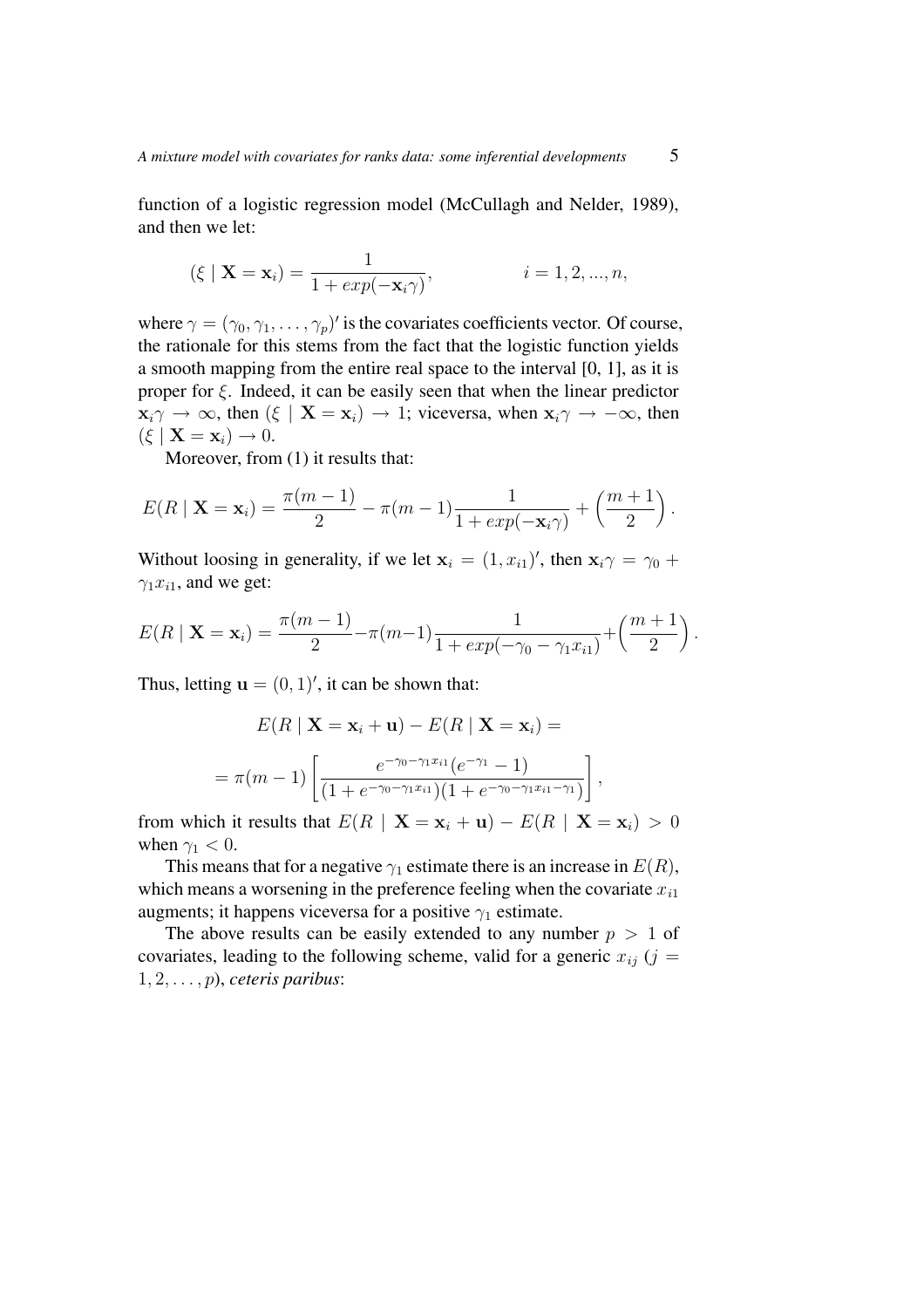function of a logistic regression model (McCullagh and Nelder, 1989), and then we let:

$$(\xi \mid \mathbf{X} = \mathbf{x}_i) = \frac{1}{1 + exp(-\mathbf{x}_i \gamma)}, \qquad\qquad i = 1, 2, ..., n,$$

where $\gamma = (\gamma_0, \gamma_1, \ldots, \gamma_p)'$ is the covariates coefficients vector. Of course, the rationale for this stems from the fact that the logistic function yields a smooth mapping from the entire real space to the interval [0, 1], as it is proper for $\xi$. Indeed, it can be easily seen that when the linear predictor $\mathbf{x}_i\gamma \to \infty$, then $(\xi \mid \mathbf{X} = \mathbf{x}_i) \to 1$; viceversa, when $\mathbf{x}_i\gamma \to -\infty$, then $(\xi \mid \mathbf{X} = \mathbf{x}_i) \to 0$.

Moreover, from (1) it results that:

$$E(R \mid \mathbf{X} = \mathbf{x}_i) = \frac{\pi(m-1)}{2} - \pi(m-1)\frac{1}{1 + exp(-\mathbf{x}_i\gamma)} + \left(\frac{m+1}{2}\right).$$

Without loosing in generality, if we let $\mathbf{x}_i = (1, x_{i1})'$, then $\mathbf{x}_i\gamma = \gamma_0 + \gamma_1 x_{i1}$, and we get:

$$E(R \mid \mathbf{X} = \mathbf{x}_i) = \frac{\pi(m-1)}{2} - \pi(m-1)\frac{1}{1 + exp(-\gamma_0 - \gamma_1 x_{i1})} + \left(\frac{m+1}{2}\right).$$

Thus, letting $\mathbf{u} = (0, 1)'$, it can be shown that:

$$E(R \mid \mathbf{X} = \mathbf{x}_i + \mathbf{u}) - E(R \mid \mathbf{X} = \mathbf{x}_i) =$$

$$= \pi(m-1)\left[\frac{e^{-\gamma_0 - \gamma_1 x_{i1}}(e^{-\gamma_1} - 1)}{(1 + e^{-\gamma_0 - \gamma_1 x_{i1}})(1 + e^{-\gamma_0 - \gamma_1 x_{i1} - \gamma_1})}\right],$$

from which it results that $E(R \mid \mathbf{X} = \mathbf{x}_i + \mathbf{u}) - E(R \mid \mathbf{X} = \mathbf{x}_i) > 0$ when $\gamma_1 < 0$.

This means that for a negative $\gamma_1$ estimate there is an increase in $E(R)$, which means a worsening in the preference feeling when the covariate $x_{i1}$ augments; it happens viceversa for a positive $\gamma_1$ estimate.

The above results can be easily extended to any number $p > 1$ of covariates, leading to the following scheme, valid for a generic $x_{ij}$ ($j = 1, 2, \ldots, p$), *ceteris paribus*: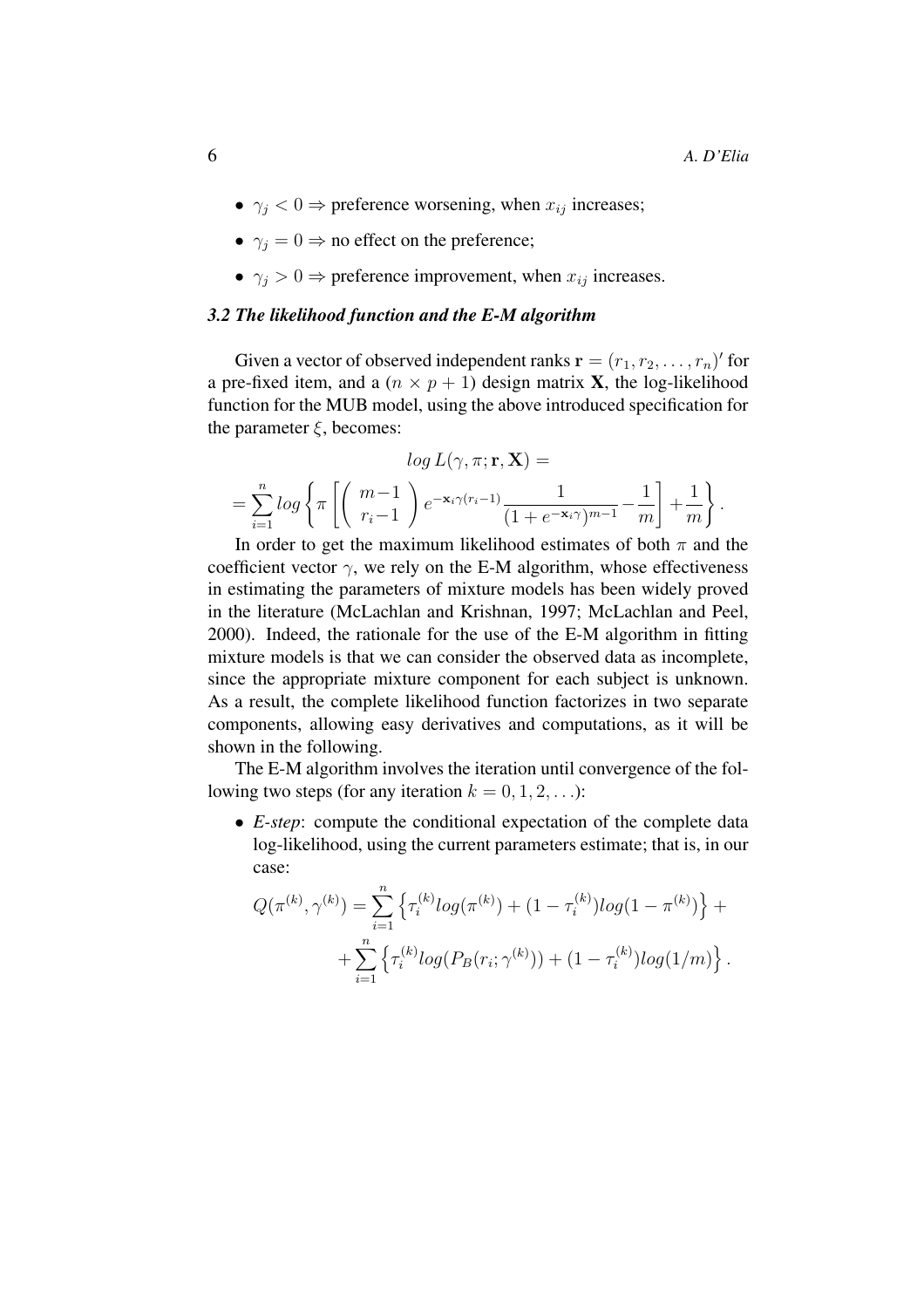- $\gamma_j < 0 \Rightarrow$ preference worsening, when $x_{ij}$ increases;
- $\gamma_j = 0 \Rightarrow$ no effect on the preference;
- $\gamma_j > 0 \Rightarrow$ preference improvement, when $x_{ij}$ increases.

### *3.2 The likelihood function and the E-M algorithm*

Given a vector of observed independent ranks $\mathbf{r} = (r_1, r_2, \ldots, r_n)'$ for a pre-fixed item, and a $(n \times p + 1)$ design matrix $\mathbf{X}$, the log-likelihood function for the MUB model, using the above introduced specification for the parameter $\xi$, becomes:

$$
log\, L(\gamma, \pi; \mathbf{r}, \mathbf{X}) =
$$

$$
= \sum_{i=1}^{n} log \left\{ \pi \left[ \left( \begin{array}{c} m-1 \\ r_i-1 \end{array} \right) e^{-\mathbf{x}_i \gamma (r_i - 1)} \frac{1}{(1 + e^{-\mathbf{x}_i \gamma})^{m-1}} - \frac{1}{m} \right] + \frac{1}{m} \right\}.
$$

In order to get the maximum likelihood estimates of both $\pi$ and the coefficient vector $\gamma$, we rely on the E-M algorithm, whose effectiveness in estimating the parameters of mixture models has been widely proved in the literature (McLachlan and Krishnan, 1997; McLachlan and Peel, 2000). Indeed, the rationale for the use of the E-M algorithm in fitting mixture models is that we can consider the observed data as incomplete, since the appropriate mixture component for each subject is unknown. As a result, the complete likelihood function factorizes in two separate components, allowing easy derivatives and computations, as it will be shown in the following.

The E-M algorithm involves the iteration until convergence of the following two steps (for any iteration $k = 0, 1, 2, \ldots$):

- *E-step*: compute the conditional expectation of the complete data log-likelihood, using the current parameters estimate; that is, in our case:

$$
Q(\pi^{(k)}, \gamma^{(k)}) = \sum_{i=1}^{n} \left\{ \tau_i^{(k)} log(\pi^{(k)}) + (1 - \tau_i^{(k)}) log(1 - \pi^{(k)}) \right\} +
$$

$$
+ \sum_{i=1}^{n} \left\{ \tau_i^{(k)} log(P_B(r_i; \gamma^{(k)})) + (1 - \tau_i^{(k)}) log(1/m) \right\}.
$$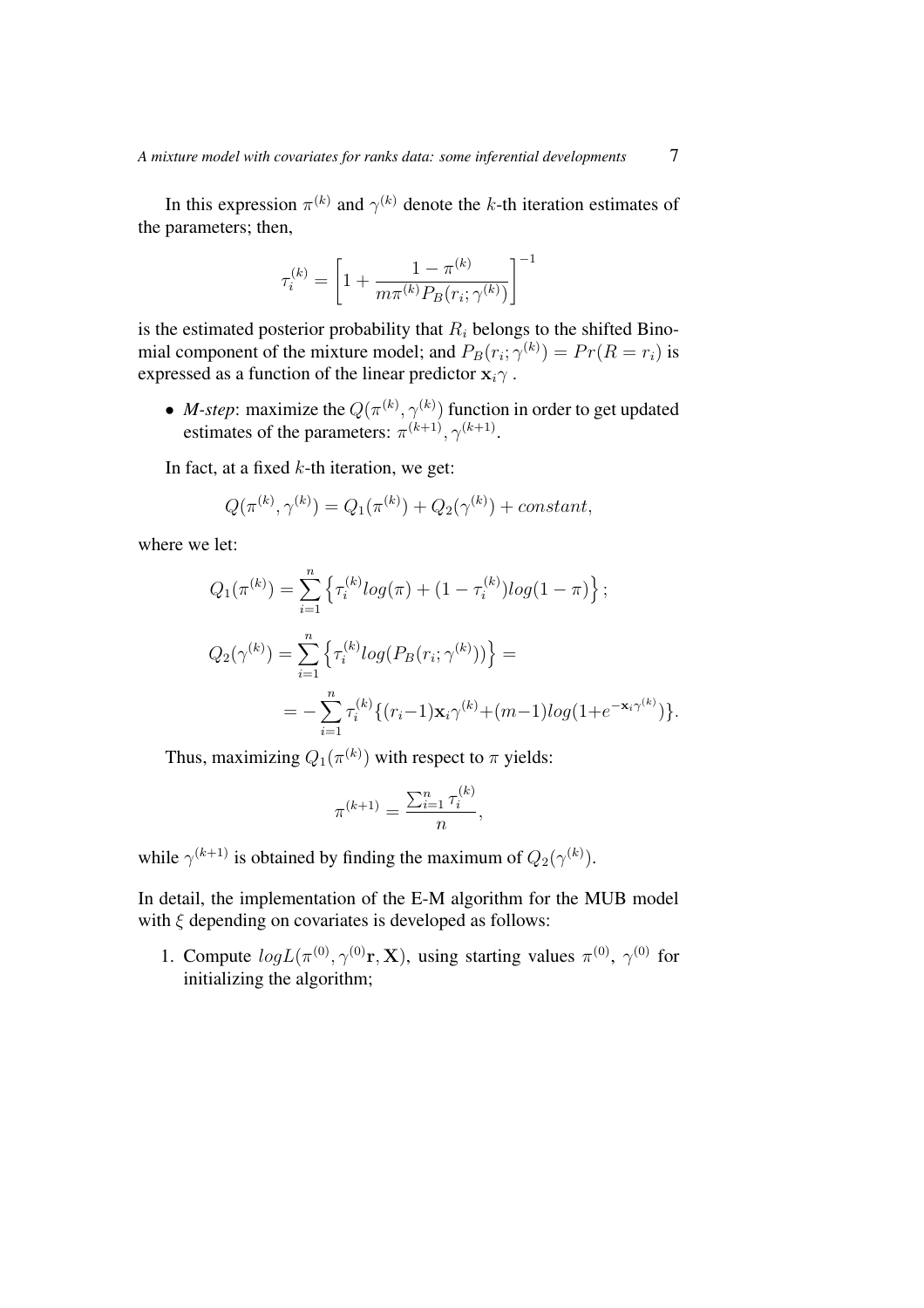In this expression $\pi^{(k)}$ and $\gamma^{(k)}$ denote the $k$-th iteration estimates of the parameters; then,

$$\tau_i^{(k)} = \left[ 1 + \frac{1 - \pi^{(k)}}{m \pi^{(k)} P_B(r_i; \gamma^{(k)})} \right]^{-1}$$

is the estimated posterior probability that $R_i$ belongs to the shifted Binomial component of the mixture model; and $P_B(r_i; \gamma^{(k)}) = Pr(R = r_i)$ is expressed as a function of the linear predictor $\mathbf{x}_i \gamma$ .

- *M-step*: maximize the $Q(\pi^{(k)}, \gamma^{(k)})$ function in order to get updated estimates of the parameters: $\pi^{(k+1)}, \gamma^{(k+1)}$.

In fact, at a fixed $k$-th iteration, we get:

$$Q(\pi^{(k)}, \gamma^{(k)}) = Q_1(\pi^{(k)}) + Q_2(\gamma^{(k)}) + constant,$$

where we let:

$$Q_1(\pi^{(k)}) = \sum_{i=1}^{n} \left\{ \tau_i^{(k)} log(\pi) + (1 - \tau_i^{(k)}) log(1 - \pi) \right\};$$

$$Q_2(\gamma^{(k)}) = \sum_{i=1}^{n} \left\{ \tau_i^{(k)} log(P_B(r_i; \gamma^{(k)})) \right\} =$$

$$= - \sum_{i=1}^{n} \tau_i^{(k)} \{ (r_i - 1) \mathbf{x}_i \gamma^{(k)} + (m-1) log(1 + e^{-\mathbf{x}_i \gamma^{(k)}}) \}.$$

Thus, maximizing $Q_1(\pi^{(k)})$ with respect to $\pi$ yields:

$$\pi^{(k+1)} = \frac{\sum_{i=1}^{n} \tau_i^{(k)}}{n},$$

while $\gamma^{(k+1)}$ is obtained by finding the maximum of $Q_2(\gamma^{(k)})$.

In detail, the implementation of the E-M algorithm for the MUB model with $\xi$ depending on covariates is developed as follows:

1. Compute $logL(\pi^{(0)}, \gamma^{(0)} \mathbf{r}, \mathbf{X})$, using starting values $\pi^{(0)}$, $\gamma^{(0)}$ for initializing the algorithm;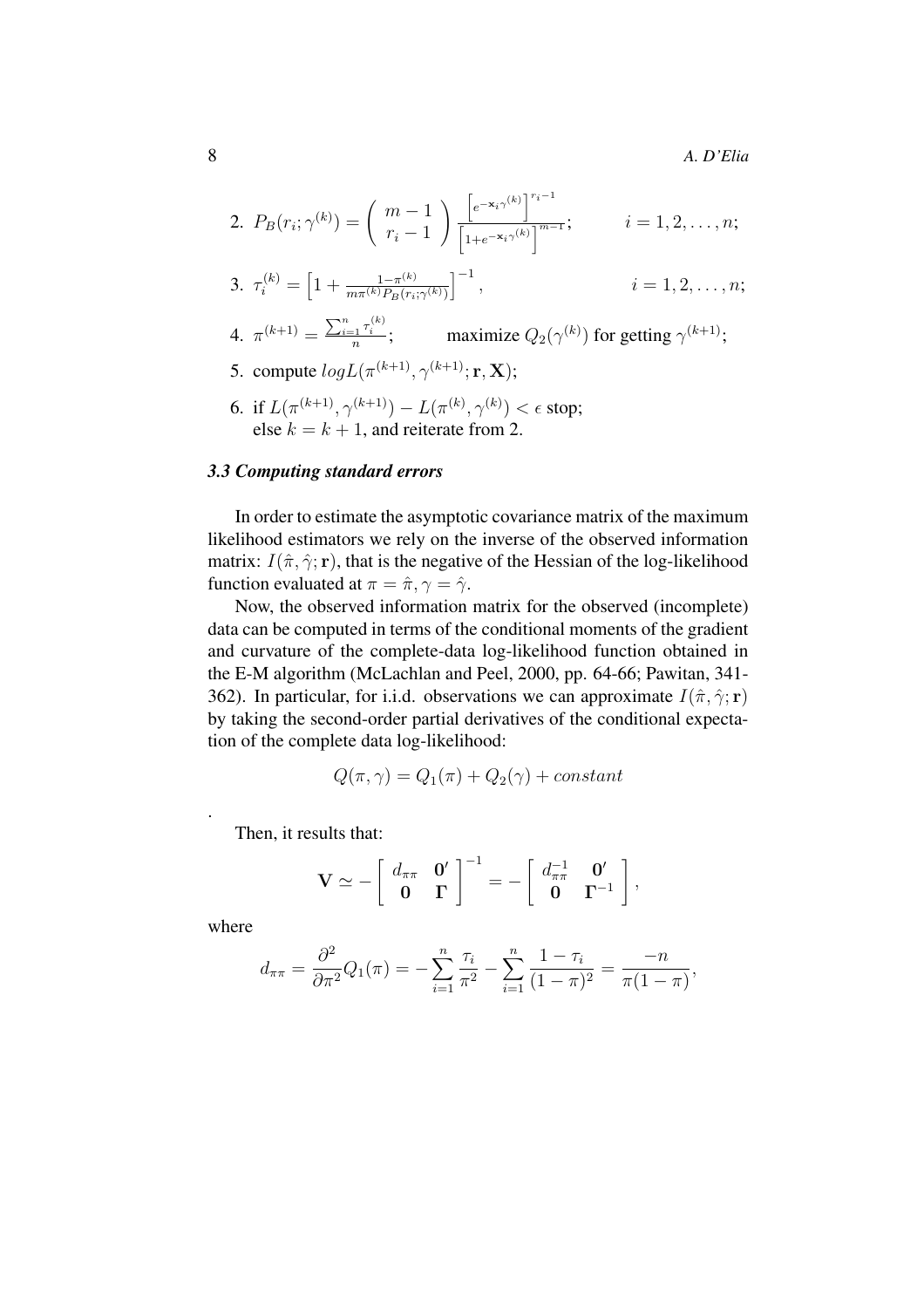2. $P_B(r_i; \gamma^{(k)}) = \left( \begin{array}{c} m-1 \\ r_i - 1 \end{array} \right) \frac{\left[e^{-\mathbf{x}_i \gamma^{(k)}}\right]^{r_i - 1}}{\left[1+e^{-\mathbf{x}_i \gamma^{(k)}}\right]^{m-1}}; \qquad i = 1, 2, \ldots, n;$

3. $\tau_i^{(k)} = \left[1 + \frac{1-\pi^{(k)}}{m\pi^{(k)} P_B(r_i;\gamma^{(k)})}\right]^{-1}, \qquad i = 1, 2, \ldots, n;$

4. $\pi^{(k+1)} = \frac{\sum_{i=1}^{n} \tau_i^{(k)}}{n};$ maximize $Q_2(\gamma^{(k)})$ for getting $\gamma^{(k+1)}$;

5. compute $logL(\pi^{(k+1)}, \gamma^{(k+1)}; \mathbf{r}, \mathbf{X})$;

6. if $L(\pi^{(k+1)}, \gamma^{(k+1)}) - L(\pi^{(k)}, \gamma^{(k)}) < \epsilon$ stop;
   else $k = k + 1$, and reiterate from 2.

### *3.3 Computing standard errors*

In order to estimate the asymptotic covariance matrix of the maximum likelihood estimators we rely on the inverse of the observed information matrix: $I(\hat{\pi}, \hat{\gamma}; \mathbf{r})$, that is the negative of the Hessian of the log-likelihood function evaluated at $\pi = \hat{\pi}, \gamma = \hat{\gamma}$.

Now, the observed information matrix for the observed (incomplete) data can be computed in terms of the conditional moments of the gradient and curvature of the complete-data log-likelihood function obtained in the E-M algorithm (McLachlan and Peel, 2000, pp. 64-66; Pawitan, 341-362). In particular, for i.i.d. observations we can approximate $I(\hat{\pi}, \hat{\gamma}; \mathbf{r})$ by taking the second-order partial derivatives of the conditional expectation of the complete data log-likelihood:

$$Q(\pi, \gamma) = Q_1(\pi) + Q_2(\gamma) + constant$$

.

Then, it results that:

$$\mathbf{V} \simeq - \left[ \begin{array}{cc} d_{\pi\pi} & \mathbf{0}' \\ \mathbf{0} & \mathbf{\Gamma} \end{array} \right]^{-1} = - \left[ \begin{array}{cc} d_{\pi\pi}^{-1} & \mathbf{0}' \\ \mathbf{0} & \mathbf{\Gamma}^{-1} \end{array} \right],$$

where

$$d_{\pi\pi} = \frac{\partial^2}{\partial \pi^2} Q_1(\pi) = -\sum_{i=1}^{n} \frac{\tau_i}{\pi^2} - \sum_{i=1}^{n} \frac{1-\tau_i}{(1-\pi)^2} = \frac{-n}{\pi(1-\pi)},$$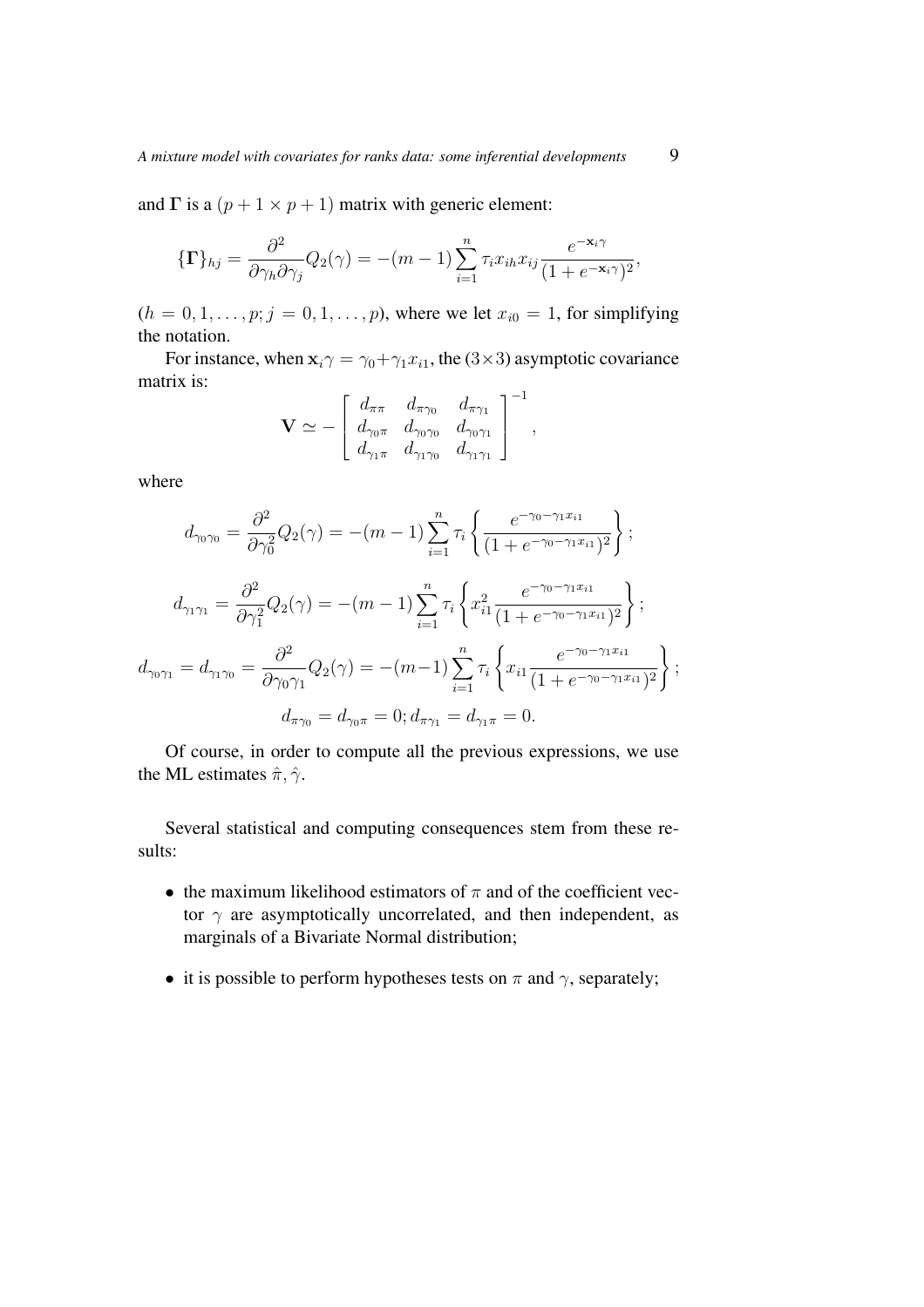and $\mathbf{\Gamma}$ is a $(p+1 \times p+1)$ matrix with generic element:

$$\{\mathbf{\Gamma}\}_{hj} = \frac{\partial^2}{\partial \gamma_h \partial \gamma_j} Q_2(\gamma) = -(m-1) \sum_{i=1}^{n} \tau_i x_{ih} x_{ij} \frac{e^{-\mathbf{x}_i \gamma}}{(1+e^{-\mathbf{x}_i \gamma})^2},$$

$(h = 0, 1, \ldots, p; j = 0, 1, \ldots, p)$, where we let $x_{i0} = 1$, for simplifying the notation.

For instance, when $\mathbf{x}_i \gamma = \gamma_0 + \gamma_1 x_{i1}$, the $(3 \times 3)$ asymptotic covariance matrix is:

$$\mathbf{V} \simeq - \begin{bmatrix} d_{\pi\pi} & d_{\pi\gamma_0} & d_{\pi\gamma_1} \\ d_{\gamma_0\pi} & d_{\gamma_0\gamma_0} & d_{\gamma_0\gamma_1} \\ d_{\gamma_1\pi} & d_{\gamma_1\gamma_0} & d_{\gamma_1\gamma_1} \end{bmatrix}^{-1},$$

where

$$d_{\gamma_0\gamma_0} = \frac{\partial^2}{\partial \gamma_0^2} Q_2(\gamma) = -(m-1) \sum_{i=1}^{n} \tau_i \left\{ \frac{e^{-\gamma_0 - \gamma_1 x_{i1}}}{(1+e^{-\gamma_0 - \gamma_1 x_{i1}})^2} \right\};$$

$$d_{\gamma_1\gamma_1} = \frac{\partial^2}{\partial \gamma_1^2} Q_2(\gamma) = -(m-1) \sum_{i=1}^{n} \tau_i \left\{ x_{i1}^2 \frac{e^{-\gamma_0 - \gamma_1 x_{i1}}}{(1+e^{-\gamma_0 - \gamma_1 x_{i1}})^2} \right\};$$

$$d_{\gamma_0\gamma_1} = d_{\gamma_1\gamma_0} = \frac{\partial^2}{\partial \gamma_0 \gamma_1} Q_2(\gamma) = -(m-1) \sum_{i=1}^{n} \tau_i \left\{ x_{i1} \frac{e^{-\gamma_0 - \gamma_1 x_{i1}}}{(1+e^{-\gamma_0 - \gamma_1 x_{i1}})^2} \right\};$$

$$d_{\pi\gamma_0} = d_{\gamma_0\pi} = 0; d_{\pi\gamma_1} = d_{\gamma_1\pi} = 0.$$

Of course, in order to compute all the previous expressions, we use the ML estimates $\hat{\pi}, \hat{\gamma}$.

Several statistical and computing consequences stem from these results:

- the maximum likelihood estimators of $\pi$ and of the coefficient vector $\gamma$ are asymptotically uncorrelated, and then independent, as marginals of a Bivariate Normal distribution;
- it is possible to perform hypotheses tests on $\pi$ and $\gamma$, separately;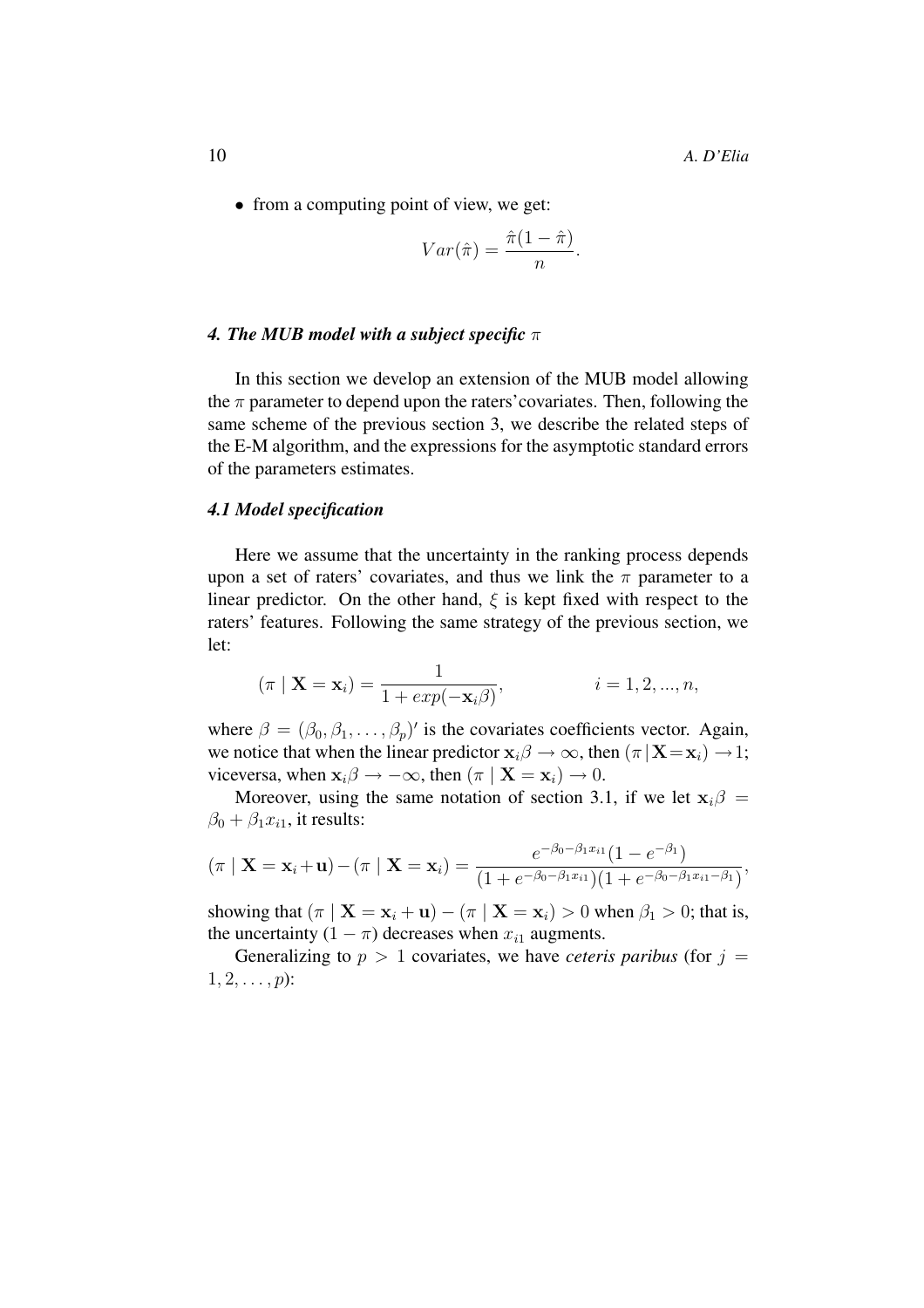- from a computing point of view, we get:

$$Var(\hat{\pi}) = \frac{\hat{\pi}(1-\hat{\pi})}{n}.$$

### *4. The MUB model with a subject specific $\pi$*

In this section we develop an extension of the MUB model allowing the $\pi$ parameter to depend upon the raters'covariates. Then, following the same scheme of the previous section 3, we describe the related steps of the E-M algorithm, and the expressions for the asymptotic standard errors of the parameters estimates.

#### *4.1 Model specification*

Here we assume that the uncertainty in the ranking process depends upon a set of raters' covariates, and thus we link the $\pi$ parameter to a linear predictor. On the other hand, $\xi$ is kept fixed with respect to the raters' features. Following the same strategy of the previous section, we let:

$$(\pi \mid \mathbf{X} = \mathbf{x}_i) = \frac{1}{1 + exp(-\mathbf{x}_i\beta)}, \qquad i = 1, 2, ..., n,$$

where $\beta = (\beta_0, \beta_1, \ldots, \beta_p)'$ is the covariates coefficients vector. Again, we notice that when the linear predictor $\mathbf{x}_i\beta \to \infty$, then $(\pi \mid \mathbf{X} = \mathbf{x}_i) \to 1$; viceversa, when $\mathbf{x}_i\beta \to -\infty$, then $(\pi \mid \mathbf{X} = \mathbf{x}_i) \to 0$.

Moreover, using the same notation of section 3.1, if we let $\mathbf{x}_i\beta = \beta_0 + \beta_1 x_{i1}$, it results:

$$(\pi \mid \mathbf{X} = \mathbf{x}_i + \mathbf{u}) - (\pi \mid \mathbf{X} = \mathbf{x}_i) = \frac{e^{-\beta_0 - \beta_1 x_{i1}}(1 - e^{-\beta_1})}{(1 + e^{-\beta_0 - \beta_1 x_{i1}})(1 + e^{-\beta_0 - \beta_1 x_{i1} - \beta_1})},$$

showing that $(\pi \mid \mathbf{X} = \mathbf{x}_i + \mathbf{u}) - (\pi \mid \mathbf{X} = \mathbf{x}_i) > 0$ when $\beta_1 > 0$; that is, the uncertainty $(1 - \pi)$ decreases when $x_{i1}$ augments.

Generalizing to $p > 1$ covariates, we have *ceteris paribus* (for $j = 1, 2, \ldots, p$):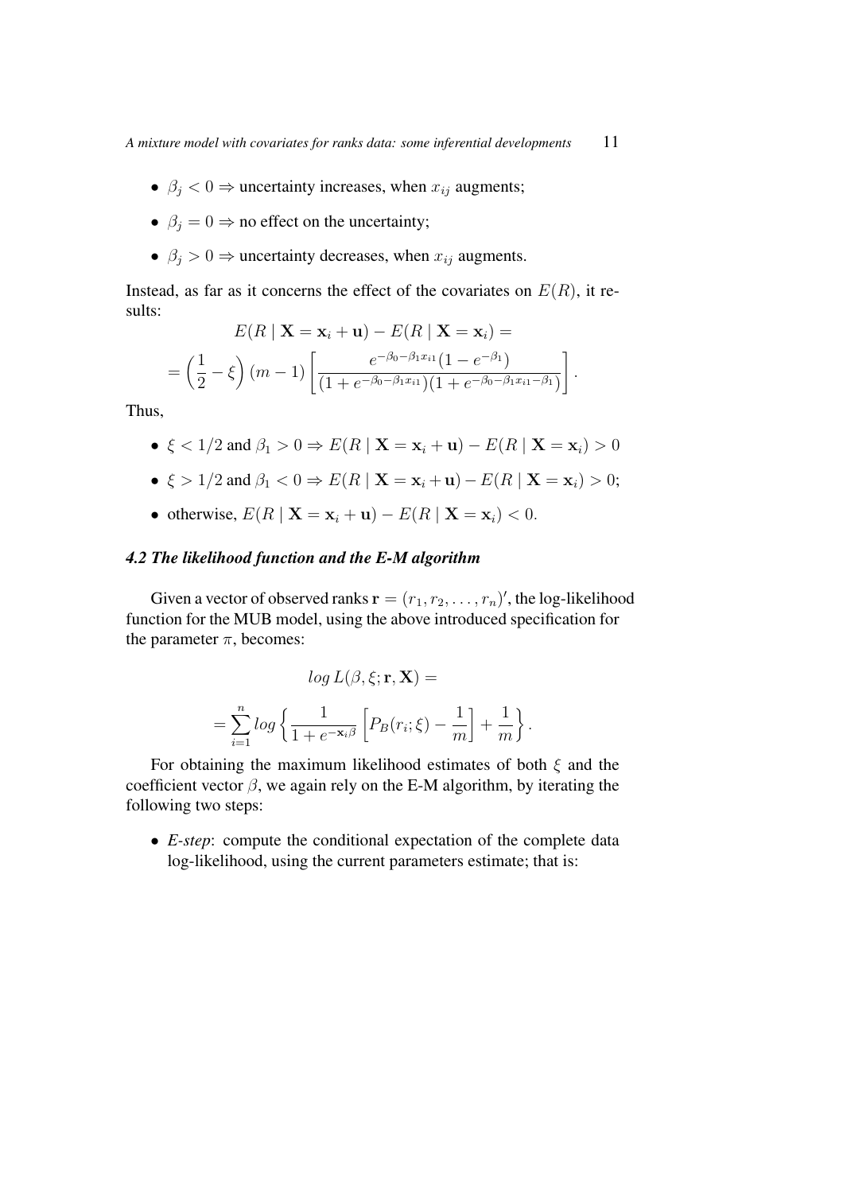- $\beta_j < 0 \Rightarrow$ uncertainty increases, when $x_{ij}$ augments;
- $\beta_j = 0 \Rightarrow$ no effect on the uncertainty;
- $\beta_j > 0 \Rightarrow$ uncertainty decreases, when $x_{ij}$ augments.

Instead, as far as it concerns the effect of the covariates on $E(R)$, it results:

$$E(R \mid \mathbf{X} = \mathbf{x}_i + \mathbf{u}) - E(R \mid \mathbf{X} = \mathbf{x}_i) =$$

$$= \left(\frac{1}{2} - \xi\right)(m-1)\left[\frac{e^{-\beta_0 - \beta_1 x_{i1}}(1 - e^{-\beta_1})}{(1 + e^{-\beta_0 - \beta_1 x_{i1}})(1 + e^{-\beta_0 - \beta_1 x_{i1} - \beta_1})}\right].$$

Thus,

- $\xi < 1/2$ and $\beta_1 > 0 \Rightarrow E(R \mid \mathbf{X} = \mathbf{x}_i + \mathbf{u}) - E(R \mid \mathbf{X} = \mathbf{x}_i) > 0$
- $\xi > 1/2$ and $\beta_1 < 0 \Rightarrow E(R \mid \mathbf{X} = \mathbf{x}_i + \mathbf{u}) - E(R \mid \mathbf{X} = \mathbf{x}_i) > 0$;
- otherwise, $E(R \mid \mathbf{X} = \mathbf{x}_i + \mathbf{u}) - E(R \mid \mathbf{X} = \mathbf{x}_i) < 0$.

### *4.2 The likelihood function and the E-M algorithm*

Given a vector of observed ranks $\mathbf{r} = (r_1, r_2, \ldots, r_n)'$, the log-likelihood function for the MUB model, using the above introduced specification for the parameter $\pi$, becomes:

$$log\, L(\beta, \xi; \mathbf{r}, \mathbf{X}) =$$

$$= \sum_{i=1}^{n} log \left\{ \frac{1}{1 + e^{-\mathbf{x}_i \beta}} \left[ P_B(r_i; \xi) - \frac{1}{m} \right] + \frac{1}{m} \right\}.$$

For obtaining the maximum likelihood estimates of both $\xi$ and the coefficient vector $\beta$, we again rely on the E-M algorithm, by iterating the following two steps:

- *E-step*: compute the conditional expectation of the complete data log-likelihood, using the current parameters estimate; that is: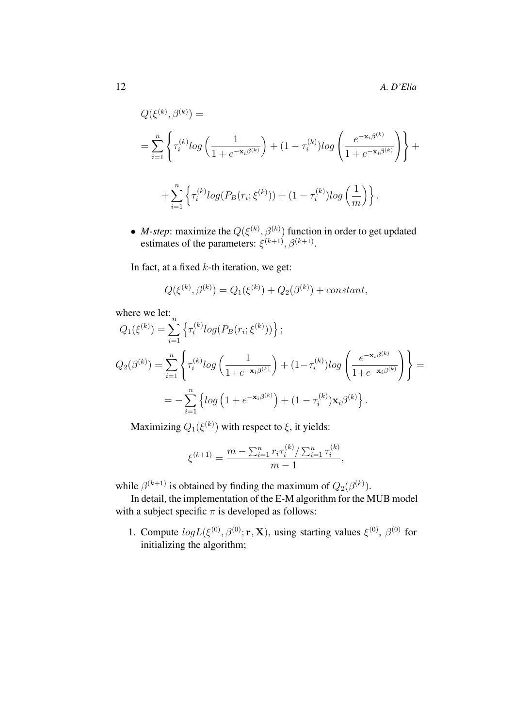$$Q(\xi^{(k)}, \beta^{(k)}) =$$

$$= \sum_{i=1}^{n} \left\{ \tau_i^{(k)} log\left(\frac{1}{1+e^{-\mathbf{x}_i\beta^{(k)}}}\right) + (1-\tau_i^{(k)}) log\left(\frac{e^{-\mathbf{x}_i\beta^{(k)}}}{1+e^{-\mathbf{x}_i\beta^{(k)}}}\right) \right\} +$$

$$+ \sum_{i=1}^{n} \left\{ \tau_i^{(k)} log(P_B(r_i;\xi^{(k)})) + (1-\tau_i^{(k)}) log\left(\frac{1}{m}\right) \right\}.$$

- *M-step*: maximize the $Q(\xi^{(k)}, \beta^{(k)})$ function in order to get updated estimates of the parameters: $\xi^{(k+1)}, \beta^{(k+1)}$.

In fact, at a fixed $k$-th iteration, we get:

$$Q(\xi^{(k)}, \beta^{(k)}) = Q_1(\xi^{(k)}) + Q_2(\beta^{(k)}) + constant,$$

where we let:

$$Q_1(\xi^{(k)}) = \sum_{i=1}^{n} \left\{ \tau_i^{(k)} log(P_B(r_i;\xi^{(k)})) \right\};$$

$$Q_2(\beta^{(k)}) = \sum_{i=1}^{n} \left\{ \tau_i^{(k)} log\left(\frac{1}{1+e^{-\mathbf{x}_i\beta^{(k)}}}\right) + (1-\tau_i^{(k)}) log\left(\frac{e^{-\mathbf{x}_i\beta^{(k)}}}{1+e^{-\mathbf{x}_i\beta^{(k)}}}\right) \right\} =$$

$$= -\sum_{i=1}^{n} \left\{ log\left(1+e^{-\mathbf{x}_i\beta^{(k)}}\right) + (1-\tau_i^{(k)})\mathbf{x}_i\beta^{(k)} \right\}.$$

Maximizing $Q_1(\xi^{(k)})$ with respect to $\xi$, it yields:

$$\xi^{(k+1)} = \frac{m - \sum_{i=1}^{n} r_i \tau_i^{(k)} / \sum_{i=1}^{n} \tau_i^{(k)}}{m-1},$$

while $\beta^{(k+1)}$ is obtained by finding the maximum of $Q_2(\beta^{(k)})$.

In detail, the implementation of the E-M algorithm for the MUB model with a subject specific $\pi$ is developed as follows:

1. Compute $logL(\xi^{(0)}, \beta^{(0)}; \mathbf{r}, \mathbf{X})$, using starting values $\xi^{(0)}$, $\beta^{(0)}$ for initializing the algorithm;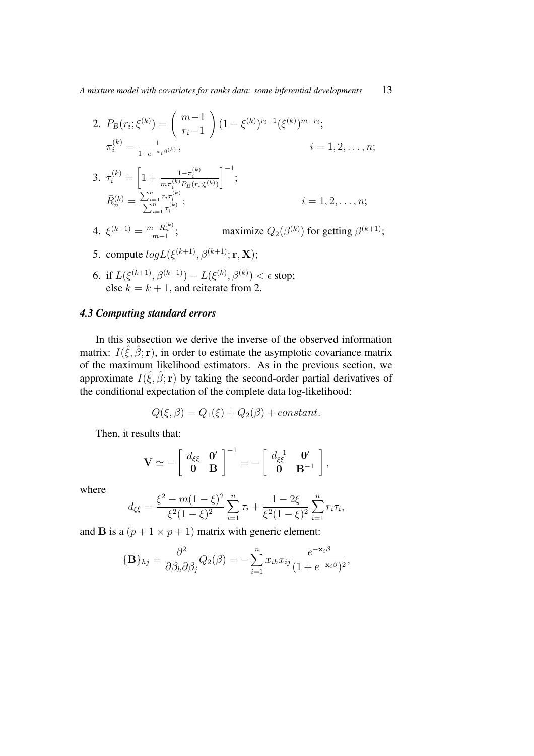2. $P_B(r_i; \xi^{(k)}) = \begin{pmatrix} m-1 \\ r_i - 1 \end{pmatrix} (1-\xi^{(k)})^{r_i - 1} (\xi^{(k)})^{m-r_i}$;
   $\pi_i^{(k)} = \frac{1}{1+e^{-\mathbf{x}_i \beta^{(k)}}}$, $\quad i = 1, 2, \ldots, n$;

3. $\tau_i^{(k)} = \left[ 1 + \frac{1-\pi_i^{(k)}}{m \pi_i^{(k)} P_B(r_i; \xi^{(k)})} \right]^{-1}$;
   $\bar{R}_n^{(k)} = \frac{\sum_{i=1}^n r_i \tau_i^{(k)}}{\sum_{i=1}^n \tau_i^{(k)}}$; $\quad i = 1, 2, \ldots, n$;

4. $\xi^{(k+1)} = \frac{m - \bar{R}_n^{(k)}}{m-1}$; $\quad$ maximize $Q_2(\beta^{(k)})$ for getting $\beta^{(k+1)}$;

5. compute $logL(\xi^{(k+1)}, \beta^{(k+1)}; \mathbf{r}, \mathbf{X})$;

6. if $L(\xi^{(k+1)}, \beta^{(k+1)}) - L(\xi^{(k)}, \beta^{(k)}) < \epsilon$ stop;
   else $k = k+1$, and reiterate from 2.

### *4.3 Computing standard errors*

In this subsection we derive the inverse of the observed information matrix: $I(\hat{\xi}, \hat{\beta}; \mathbf{r})$, in order to estimate the asymptotic covariance matrix of the maximum likelihood estimators. As in the previous section, we approximate $I(\hat{\xi}, \hat{\beta}; \mathbf{r})$ by taking the second-order partial derivatives of the conditional expectation of the complete data log-likelihood:

$$Q(\xi, \beta) = Q_1(\xi) + Q_2(\beta) + constant.$$

Then, it results that:

$$\mathbf{V} \simeq - \begin{bmatrix} d_{\xi\xi} & \mathbf{0}' \\ \mathbf{0} & \mathbf{B} \end{bmatrix}^{-1} = - \begin{bmatrix} d_{\xi\xi}^{-1} & \mathbf{0}' \\ \mathbf{0} & \mathbf{B}^{-1} \end{bmatrix},$$

where

$$d_{\xi\xi} = \frac{\xi^2 - m(1-\xi)^2}{\xi^2 (1-\xi)^2} \sum_{i=1}^n \tau_i + \frac{1-2\xi}{\xi^2(1-\xi)^2} \sum_{i=1}^n r_i \tau_i,$$

and $\mathbf{B}$ is a $(p+1 \times p+1)$ matrix with generic element:

$$\{\mathbf{B}\}_{hj} = \frac{\partial^2}{\partial \beta_h \partial \beta_j} Q_2(\beta) = - \sum_{i=1}^n x_{ih} x_{ij} \frac{e^{-\mathbf{x}_i \beta}}{(1+e^{-\mathbf{x}_i \beta})^2},$$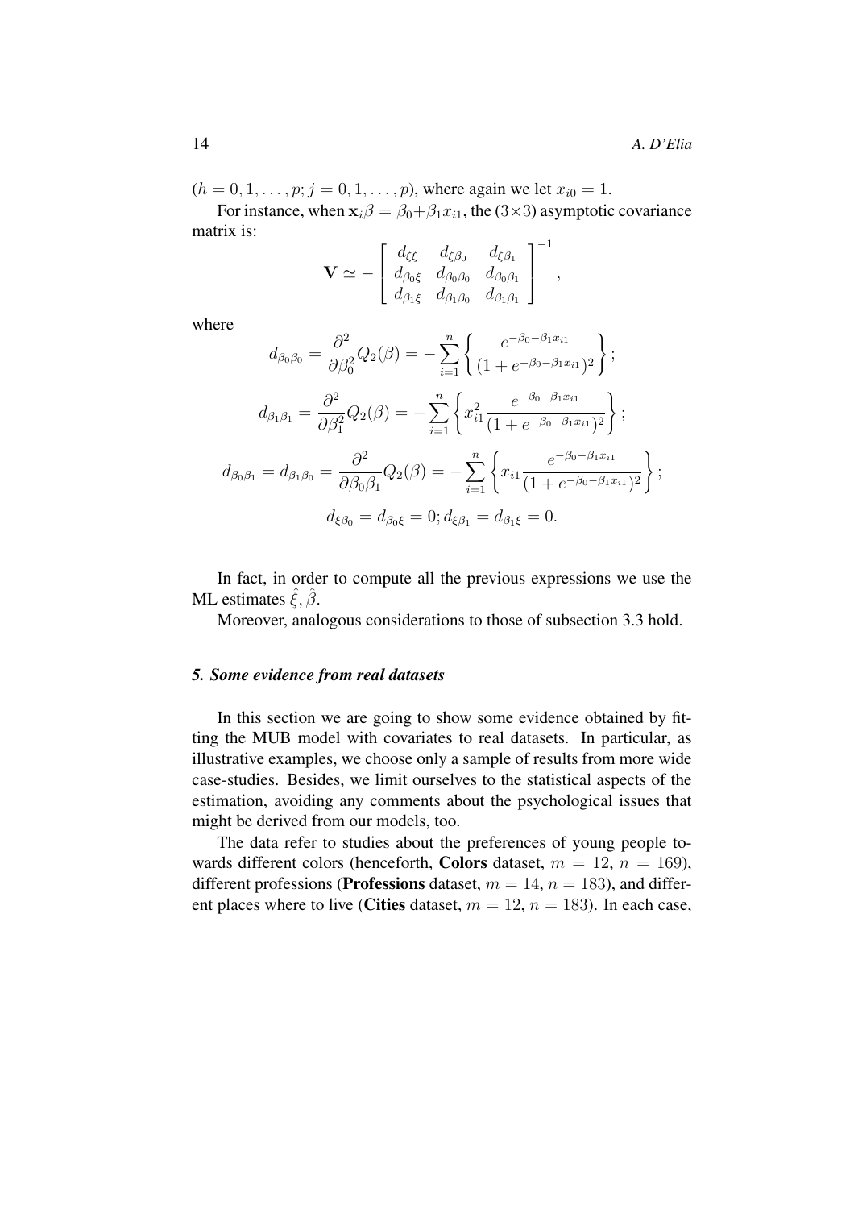($h = 0, 1, \ldots, p; j = 0, 1, \ldots, p$), where again we let $x_{i0} = 1$.

For instance, when $\mathbf{x}_i\beta = \beta_0 + \beta_1 x_{i1}$, the ($3 \times 3$) asymptotic covariance matrix is:

$$\mathbf{V} \simeq - \begin{bmatrix} d_{\xi\xi} & d_{\xi\beta_0} & d_{\xi\beta_1} \\ d_{\beta_0\xi} & d_{\beta_0\beta_0} & d_{\beta_0\beta_1} \\ d_{\beta_1\xi} & d_{\beta_1\beta_0} & d_{\beta_1\beta_1} \end{bmatrix}^{-1},$$

where

$$d_{\beta_0\beta_0} = \frac{\partial^2}{\partial \beta_0^2} Q_2(\beta) = - \sum_{i=1}^{n} \left\{ \frac{e^{-\beta_0 - \beta_1 x_{i1}}}{(1 + e^{-\beta_0 - \beta_1 x_{i1}})^2} \right\};$$

$$d_{\beta_1\beta_1} = \frac{\partial^2}{\partial \beta_1^2} Q_2(\beta) = - \sum_{i=1}^{n} \left\{ x_{i1}^2 \frac{e^{-\beta_0 - \beta_1 x_{i1}}}{(1 + e^{-\beta_0 - \beta_1 x_{i1}})^2} \right\};$$

$$d_{\beta_0\beta_1} = d_{\beta_1\beta_0} = \frac{\partial^2}{\partial \beta_0 \beta_1} Q_2(\beta) = - \sum_{i=1}^{n} \left\{ x_{i1} \frac{e^{-\beta_0 - \beta_1 x_{i1}}}{(1 + e^{-\beta_0 - \beta_1 x_{i1}})^2} \right\};$$

$$d_{\xi\beta_0} = d_{\beta_0\xi} = 0; d_{\xi\beta_1} = d_{\beta_1\xi} = 0.$$

In fact, in order to compute all the previous expressions we use the ML estimates $\hat{\xi}, \hat{\beta}$.

Moreover, analogous considerations to those of subsection 3.3 hold.

## *5. Some evidence from real datasets*

In this section we are going to show some evidence obtained by fitting the MUB model with covariates to real datasets. In particular, as illustrative examples, we choose only a sample of results from more wide case-studies. Besides, we limit ourselves to the statistical aspects of the estimation, avoiding any comments about the psychological issues that might be derived from our models, too.

The data refer to studies about the preferences of young people towards different colors (henceforth, **Colors** dataset, $m = 12$, $n = 169$), different professions (**Professions** dataset, $m = 14$, $n = 183$), and different places where to live (**Cities** dataset, $m = 12$, $n = 183$). In each case,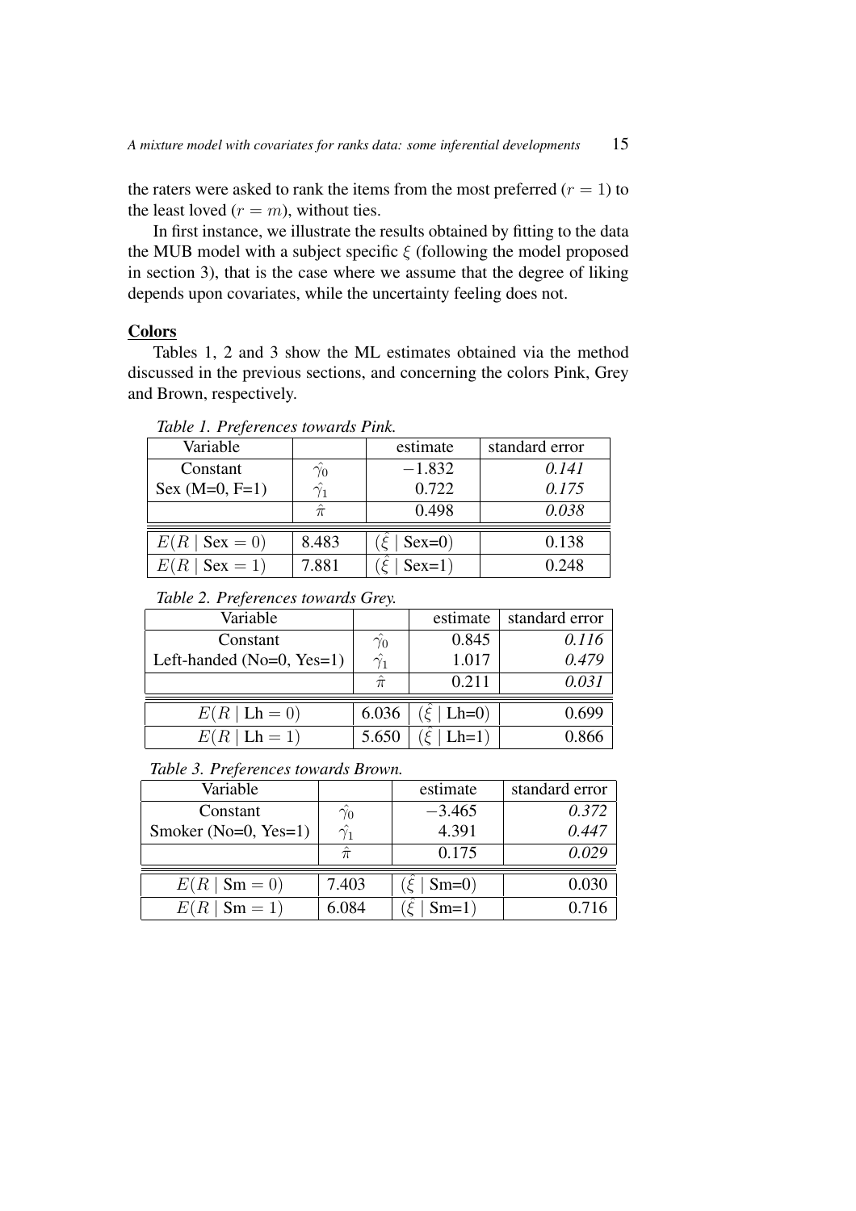the raters were asked to rank the items from the most preferred ($r = 1$) to the least loved ($r = m$), without ties.

In first instance, we illustrate the results obtained by fitting to the data the MUB model with a subject specific $\xi$ (following the model proposed in section 3), that is the case where we assume that the degree of liking depends upon covariates, while the uncertainty feeling does not.

**Colors**

Tables 1, 2 and 3 show the ML estimates obtained via the method discussed in the previous sections, and concerning the colors Pink, Grey and Brown, respectively.

*Table 1. Preferences towards Pink.*

| Variable | | estimate | standard error |
|---|---|---|---|
| Constant | $\hat{\gamma}_0$ | $-1.832$ | *0.141* |
| Sex (M=0, F=1) | $\hat{\gamma}_1$ | 0.722 | *0.175* |
| | $\hat{\pi}$ | 0.498 | *0.038* |
| $E(R \mid \text{Sex} = 0)$ | 8.483 | $(\hat{\xi} \mid \text{Sex=0})$ | 0.138 |
| $E(R \mid \text{Sex} = 1)$ | 7.881 | $(\hat{\xi} \mid \text{Sex=1})$ | 0.248 |

*Table 2. Preferences towards Grey.*

| Variable | | estimate | standard error |
|---|---|---|---|
| Constant | $\hat{\gamma}_0$ | 0.845 | *0.116* |
| Left-handed (No=0, Yes=1) | $\hat{\gamma}_1$ | 1.017 | *0.479* |
| | $\hat{\pi}$ | 0.211 | *0.031* |
| $E(R \mid \text{Lh} = 0)$ | 6.036 | $(\hat{\xi} \mid \text{Lh=0})$ | 0.699 |
| $E(R \mid \text{Lh} = 1)$ | 5.650 | $(\hat{\xi} \mid \text{Lh=1})$ | 0.866 |

*Table 3. Preferences towards Brown.*

| Variable | | estimate | standard error |
|---|---|---|---|
| Constant | $\hat{\gamma}_0$ | $-3.465$ | *0.372* |
| Smoker (No=0, Yes=1) | $\hat{\gamma}_1$ | 4.391 | *0.447* |
| | $\hat{\pi}$ | 0.175 | *0.029* |
| $E(R \mid \text{Sm} = 0)$ | 7.403 | $(\hat{\xi} \mid \text{Sm=0})$ | 0.030 |
| $E(R \mid \text{Sm} = 1)$ | 6.084 | $(\hat{\xi} \mid \text{Sm=1})$ | 0.716 |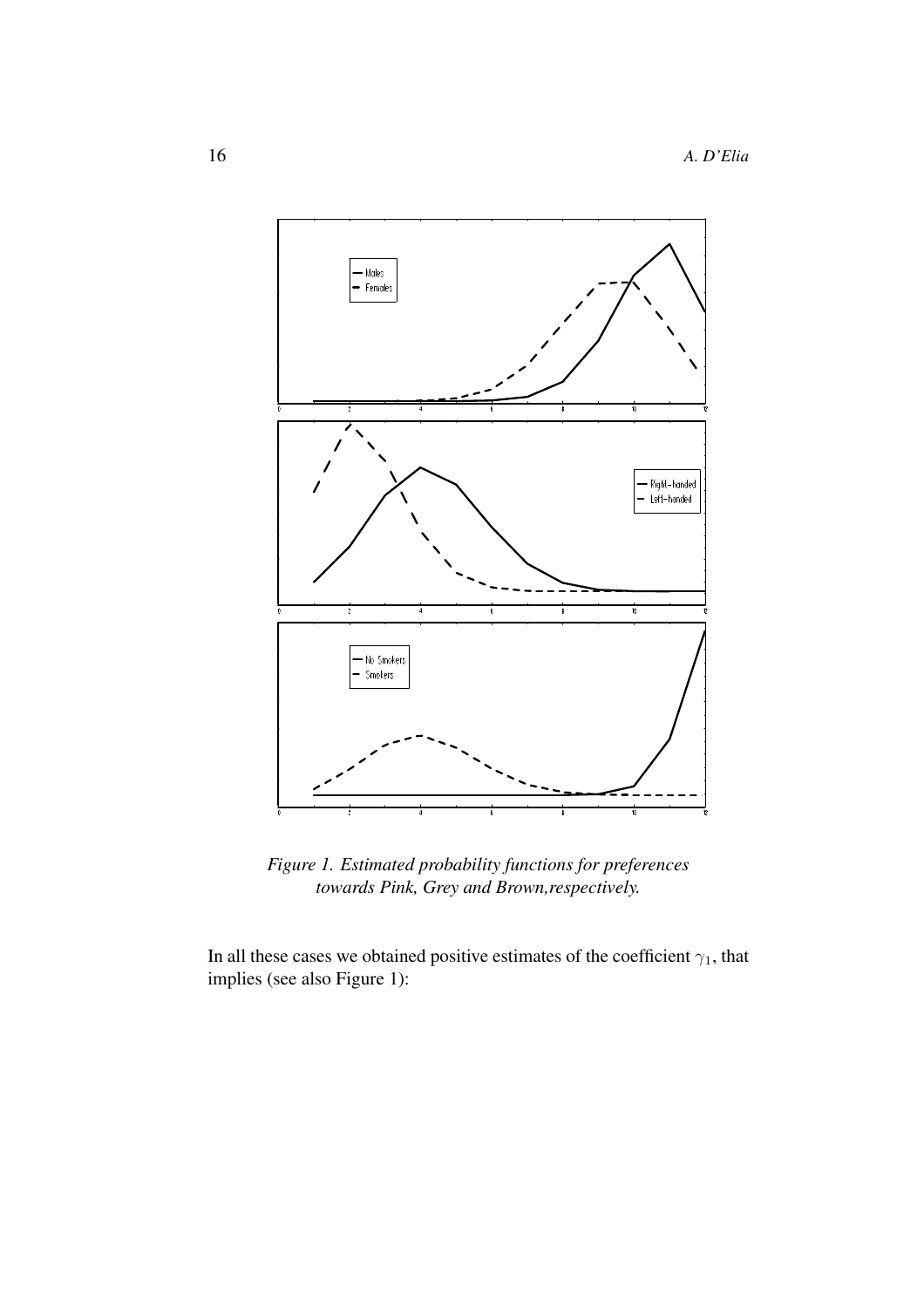*Figure 1. Estimated probability functions for preferences towards Pink, Grey and Brown,respectively.*

In all these cases we obtained positive estimates of the coefficient $\gamma_1$, that implies (see also Figure 1):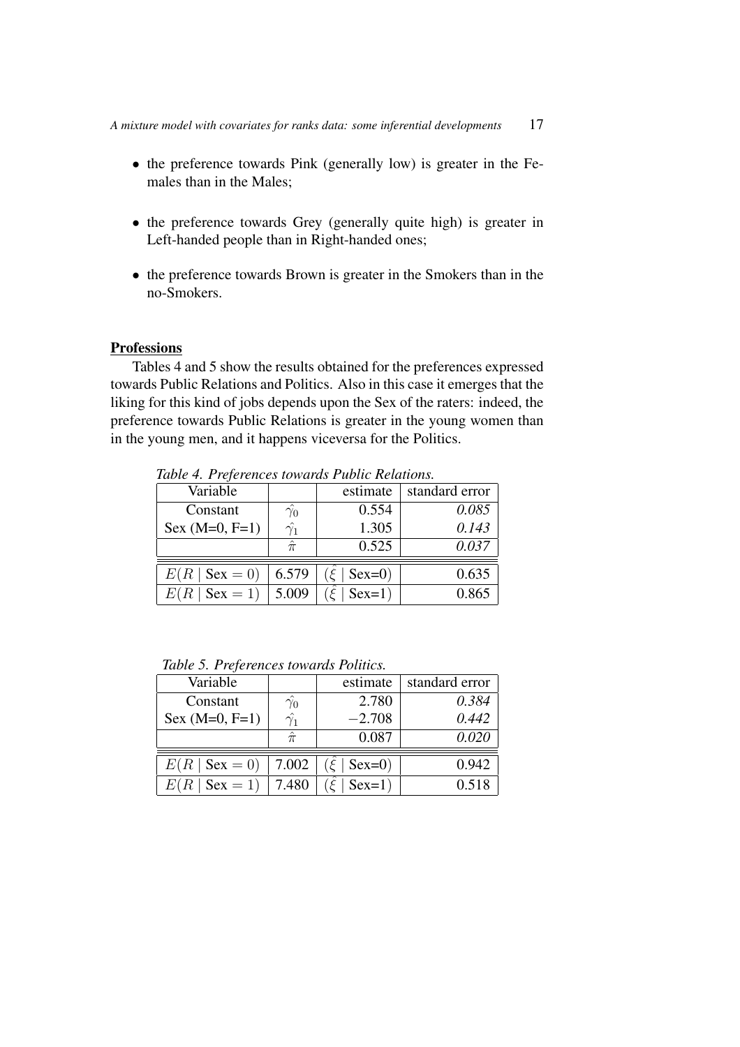- the preference towards Pink (generally low) is greater in the Females than in the Males;

- the preference towards Grey (generally quite high) is greater in Left-handed people than in Right-handed ones;

- the preference towards Brown is greater in the Smokers than in the no-Smokers.

**Professions**

Tables 4 and 5 show the results obtained for the preferences expressed towards Public Relations and Politics. Also in this case it emerges that the liking for this kind of jobs depends upon the Sex of the raters: indeed, the preference towards Public Relations is greater in the young women than in the young men, and it happens viceversa for the Politics.

*Table 4. Preferences towards Public Relations.*

| Variable | | estimate | standard error |
|---|---|---|---|
| Constant | $\hat{\gamma}_0$ | 0.554 | *0.085* |
| Sex (M=0, F=1) | $\hat{\gamma}_1$ | 1.305 | *0.143* |
| | $\hat{\pi}$ | 0.525 | *0.037* |
| $E(R \mid \text{Sex} = 0)$ | 6.579 | $(\hat{\xi} \mid \text{Sex=0})$ | 0.635 |
| $E(R \mid \text{Sex} = 1)$ | 5.009 | $(\hat{\xi} \mid \text{Sex=1})$ | 0.865 |

*Table 5. Preferences towards Politics.*

| Variable | | estimate | standard error |
|---|---|---|---|
| Constant | $\hat{\gamma}_0$ | 2.780 | *0.384* |
| Sex (M=0, F=1) | $\hat{\gamma}_1$ | $-2.708$ | *0.442* |
| | $\hat{\pi}$ | 0.087 | *0.020* |
| $E(R \mid \text{Sex} = 0)$ | 7.002 | $(\hat{\xi} \mid \text{Sex=0})$ | 0.942 |
| $E(R \mid \text{Sex} = 1)$ | 7.480 | $(\hat{\xi} \mid \text{Sex=1})$ | 0.518 |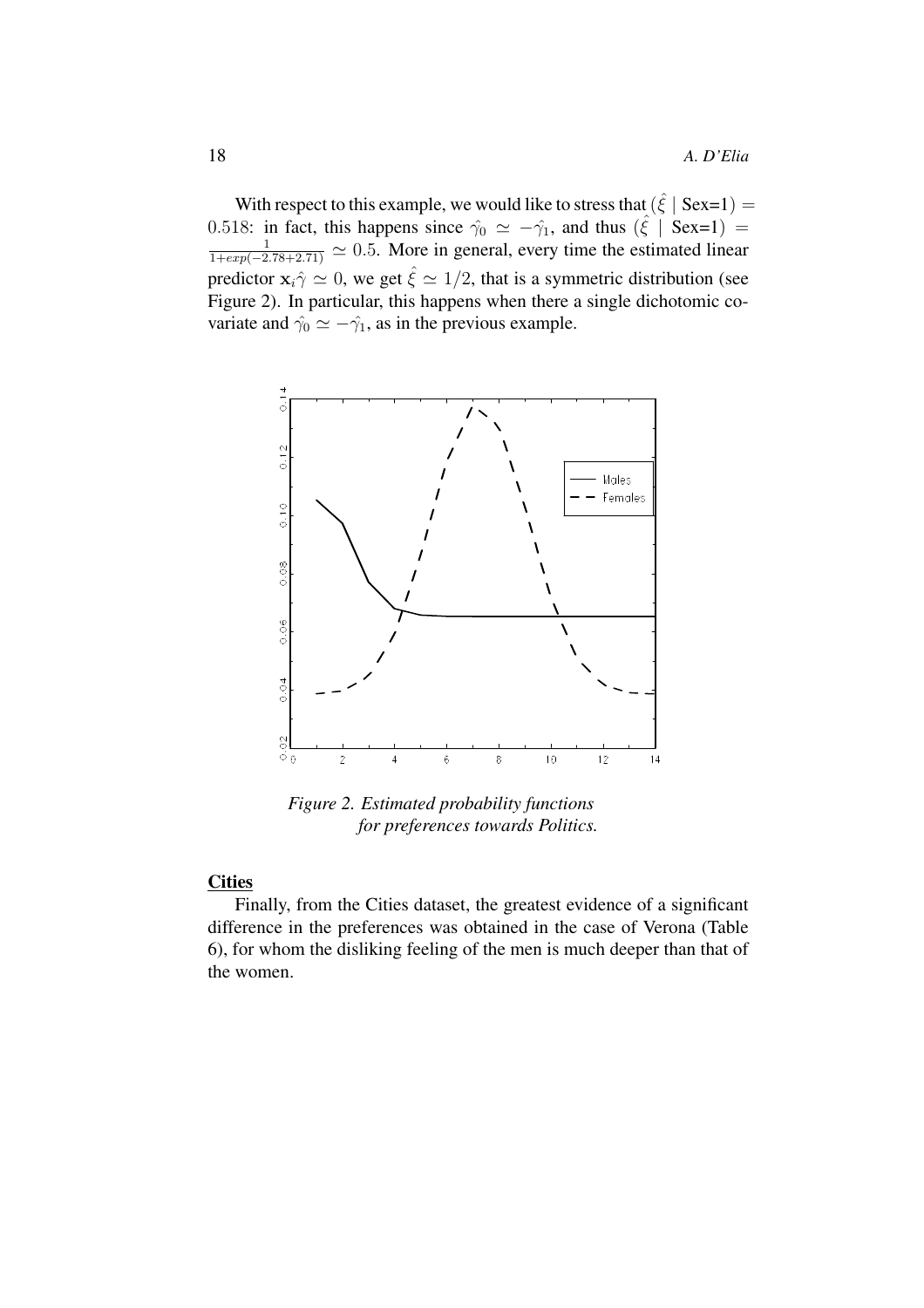With respect to this example, we would like to stress that $(\hat{\xi} \mid \text{Sex=1}) = 0.518$: in fact, this happens since $\hat{\gamma_0} \simeq -\hat{\gamma_1}$, and thus $(\hat{\xi} \mid \text{Sex=1}) = \frac{1}{1+exp(-2.78+2.71)} \simeq 0.5$. More in general, every time the estimated linear predictor $\mathbf{x}_i\hat{\gamma} \simeq 0$, we get $\hat{\xi} \simeq 1/2$, that is a symmetric distribution (see Figure 2). In particular, this happens when there a single dichotomic covariate and $\hat{\gamma_0} \simeq -\hat{\gamma_1}$, as in the previous example.

*Figure 2. Estimated probability functions for preferences towards Politics.*

**Cities**

Finally, from the Cities dataset, the greatest evidence of a significant difference in the preferences was obtained in the case of Verona (Table 6), for whom the disliking feeling of the men is much deeper than that of the women.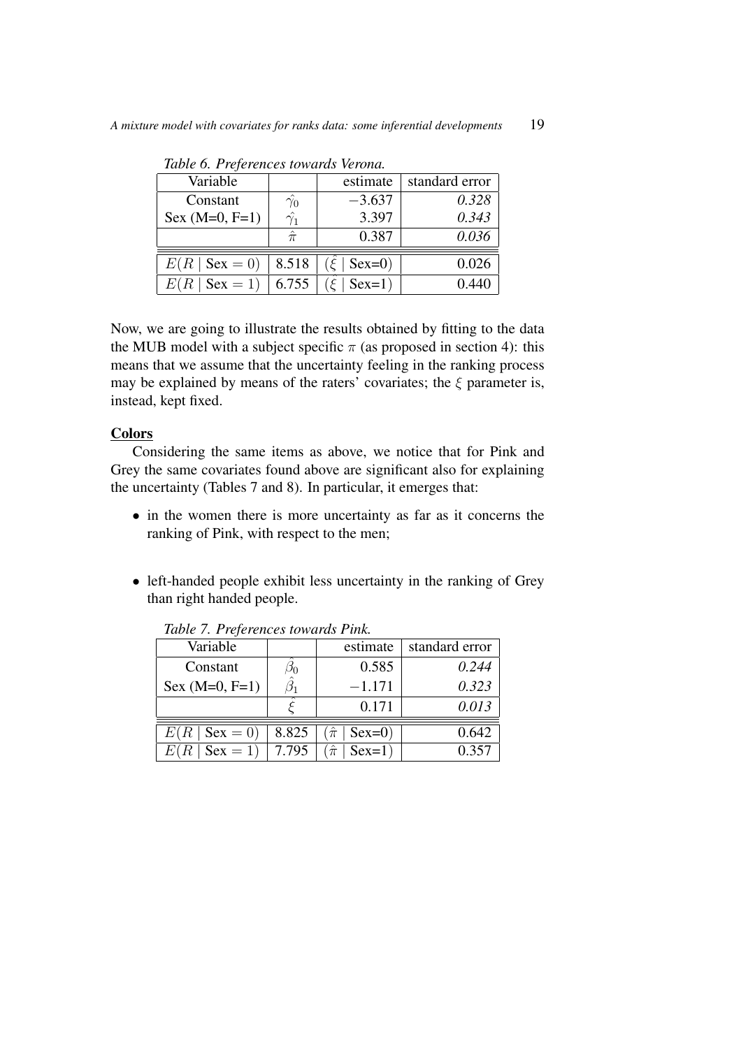*Table 6. Preferences towards Verona.*

| Variable | | estimate | standard error |
|---|---|---|---|
| Constant | $\hat{\gamma}_0$ | $-3.637$ | *0.328* |
| Sex (M=0, F=1) | $\hat{\gamma}_1$ | 3.397 | *0.343* |
| | $\hat{\pi}$ | 0.387 | *0.036* |
| $E(R \mid \text{Sex} = 0)$ | 8.518 | $(\hat{\xi} \mid \text{Sex=0})$ | 0.026 |
| $E(R \mid \text{Sex} = 1)$ | 6.755 | $(\hat{\xi} \mid \text{Sex=1})$ | 0.440 |

Now, we are going to illustrate the results obtained by fitting to the data the MUB model with a subject specific $\pi$ (as proposed in section 4): this means that we assume that the uncertainty feeling in the ranking process may be explained by means of the raters' covariates; the $\xi$ parameter is, instead, kept fixed.

**Colors**

Considering the same items as above, we notice that for Pink and Grey the same covariates found above are significant also for explaining the uncertainty (Tables 7 and 8). In particular, it emerges that:

- in the women there is more uncertainty as far as it concerns the ranking of Pink, with respect to the men;
- left-handed people exhibit less uncertainty in the ranking of Grey than right handed people.

*Table 7. Preferences towards Pink.*

| Variable | | estimate | standard error |
|---|---|---|---|
| Constant | $\hat{\beta}_0$ | 0.585 | *0.244* |
| Sex (M=0, F=1) | $\hat{\beta}_1$ | $-1.171$ | *0.323* |
| | $\hat{\xi}$ | 0.171 | *0.013* |
| $E(R \mid \text{Sex} = 0)$ | 8.825 | $(\hat{\pi} \mid \text{Sex=0})$ | 0.642 |
| $E(R \mid \text{Sex} = 1)$ | 7.795 | $(\hat{\pi} \mid \text{Sex=1})$ | 0.357 |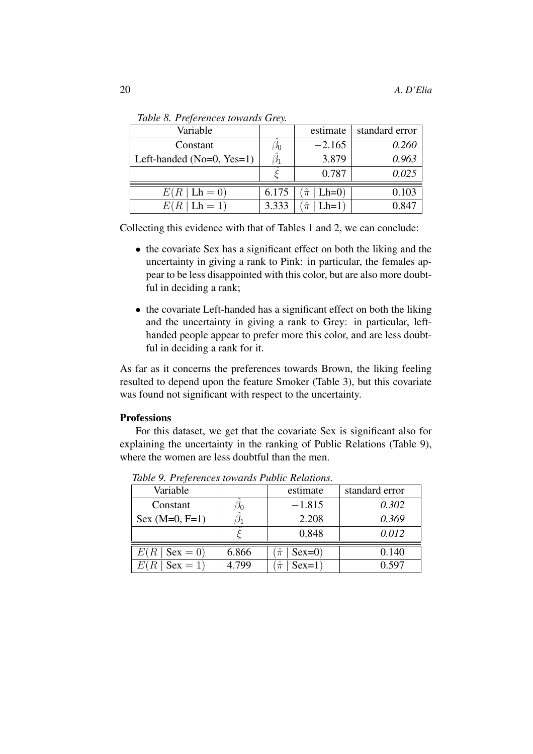*Table 8. Preferences towards Grey.*

| Variable | | estimate | standard error |
|---|---|---|---|
| Constant | $\hat{\beta}_0$ | $-2.165$ | *0.260* |
| Left-handed (No=0, Yes=1) | $\hat{\beta}_1$ | 3.879 | *0.963* |
| | $\hat{\xi}$ | 0.787 | *0.025* |
| $E(R \mid \text{Lh} = 0)$ | 6.175 | $(\hat{\pi} \mid \text{Lh=0})$ | 0.103 |
| $E(R \mid \text{Lh} = 1)$ | 3.333 | $(\hat{\pi} \mid \text{Lh=1})$ | 0.847 |

Collecting this evidence with that of Tables 1 and 2, we can conclude:

- the covariate Sex has a significant effect on both the liking and the uncertainty in giving a rank to Pink: in particular, the females appear to be less disappointed with this color, but are also more doubtful in deciding a rank;
- the covariate Left-handed has a significant effect on both the liking and the uncertainty in giving a rank to Grey: in particular, left-handed people appear to prefer more this color, and are less doubtful in deciding a rank for it.

As far as it concerns the preferences towards Brown, the liking feeling resulted to depend upon the feature Smoker (Table 3), but this covariate was found not significant with respect to the uncertainty.

**Professions**

For this dataset, we get that the covariate Sex is significant also for explaining the uncertainty in the ranking of Public Relations (Table 9), where the women are less doubtful than the men.

*Table 9. Preferences towards Public Relations.*

| Variable | | estimate | standard error |
|---|---|---|---|
| Constant | $\hat{\beta}_0$ | $-1.815$ | *0.302* |
| Sex (M=0, F=1) | $\hat{\beta}_1$ | 2.208 | *0.369* |
| | $\hat{\xi}$ | 0.848 | *0.012* |
| $E(R \mid \text{Sex} = 0)$ | 6.866 | $(\hat{\pi} \mid \text{Sex=0})$ | 0.140 |
| $E(R \mid \text{Sex} = 1)$ | 4.799 | $(\hat{\pi} \mid \text{Sex=1})$ | 0.597 |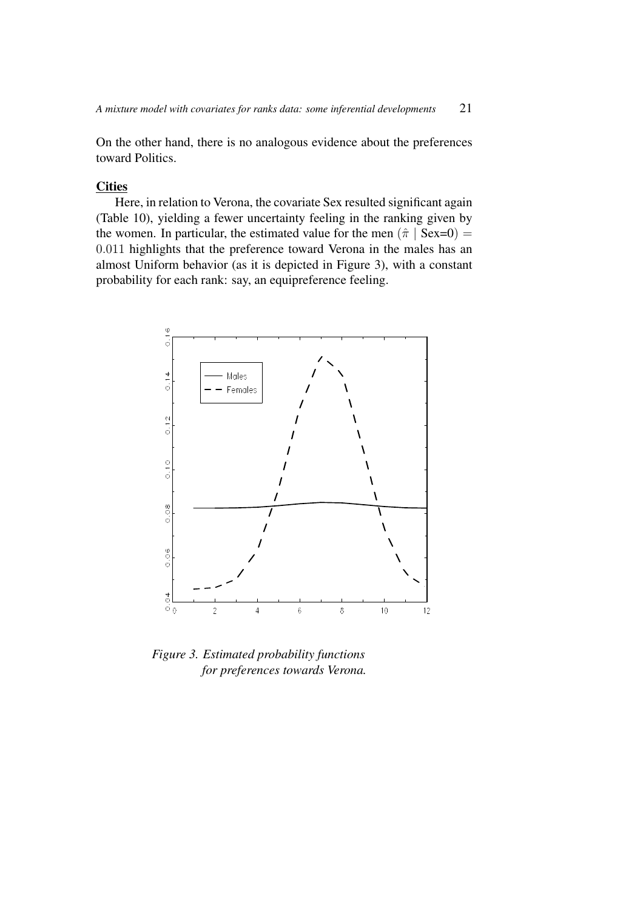On the other hand, there is no analogous evidence about the preferences toward Politics.

**Cities**

Here, in relation to Verona, the covariate Sex resulted significant again (Table 10), yielding a fewer uncertainty feeling in the ranking given by the women. In particular, the estimated value for the men $(\hat{\pi} \mid \text{Sex=0}) = 0.011$ highlights that the preference toward Verona in the males has an almost Uniform behavior (as it is depicted in Figure 3), with a constant probability for each rank: say, an equipreference feeling.

*Figure 3. Estimated probability functions for preferences towards Verona.*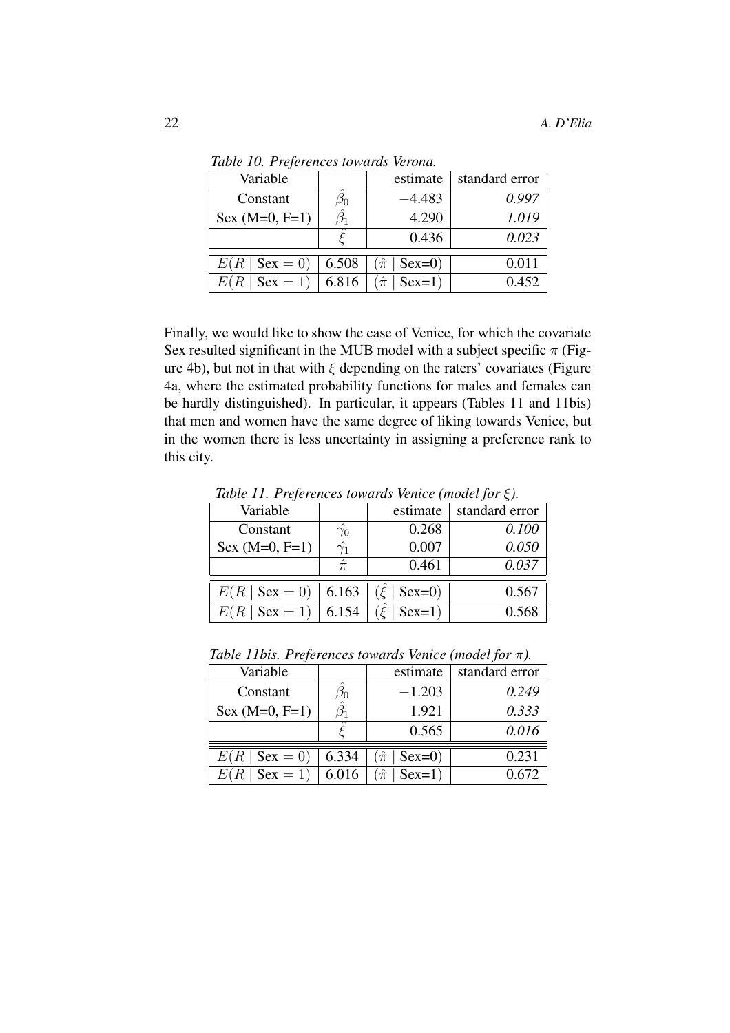*Table 10. Preferences towards Verona.*

| Variable | | estimate | standard error |
|---|---|---|---|
| Constant | $\hat{\beta}_0$ | $-4.483$ | *0.997* |
| Sex (M=0, F=1) | $\hat{\beta}_1$ | 4.290 | *1.019* |
| | $\hat{\xi}$ | 0.436 | *0.023* |
| $E(R \mid \text{Sex} = 0)$ | 6.508 | $(\hat{\pi} \mid \text{Sex=0})$ | 0.011 |
| $E(R \mid \text{Sex} = 1)$ | 6.816 | $(\hat{\pi} \mid \text{Sex=1})$ | 0.452 |

Finally, we would like to show the case of Venice, for which the covariate Sex resulted significant in the MUB model with a subject specific $\pi$ (Figure 4b), but not in that with $\xi$ depending on the raters' covariates (Figure 4a, where the estimated probability functions for males and females can be hardly distinguished). In particular, it appears (Tables 11 and 11bis) that men and women have the same degree of liking towards Venice, but in the women there is less uncertainty in assigning a preference rank to this city.

*Table 11. Preferences towards Venice (model for $\xi$).*

| Variable | | estimate | standard error |
|---|---|---|---|
| Constant | $\hat{\gamma}_0$ | 0.268 | *0.100* |
| Sex (M=0, F=1) | $\hat{\gamma}_1$ | 0.007 | *0.050* |
| | $\hat{\pi}$ | 0.461 | *0.037* |
| $E(R \mid \text{Sex} = 0)$ | 6.163 | $(\hat{\xi} \mid \text{Sex=0})$ | 0.567 |
| $E(R \mid \text{Sex} = 1)$ | 6.154 | $(\hat{\xi} \mid \text{Sex=1})$ | 0.568 |

*Table 11bis. Preferences towards Venice (model for $\pi$).*

| Variable | | estimate | standard error |
|---|---|---|---|
| Constant | $\hat{\beta}_0$ | $-1.203$ | *0.249* |
| Sex (M=0, F=1) | $\hat{\beta}_1$ | 1.921 | *0.333* |
| | $\hat{\xi}$ | 0.565 | *0.016* |
| $E(R \mid \text{Sex} = 0)$ | 6.334 | $(\hat{\pi} \mid \text{Sex=0})$ | 0.231 |
| $E(R \mid \text{Sex} = 1)$ | 6.016 | $(\hat{\pi} \mid \text{Sex=1})$ | 0.672 |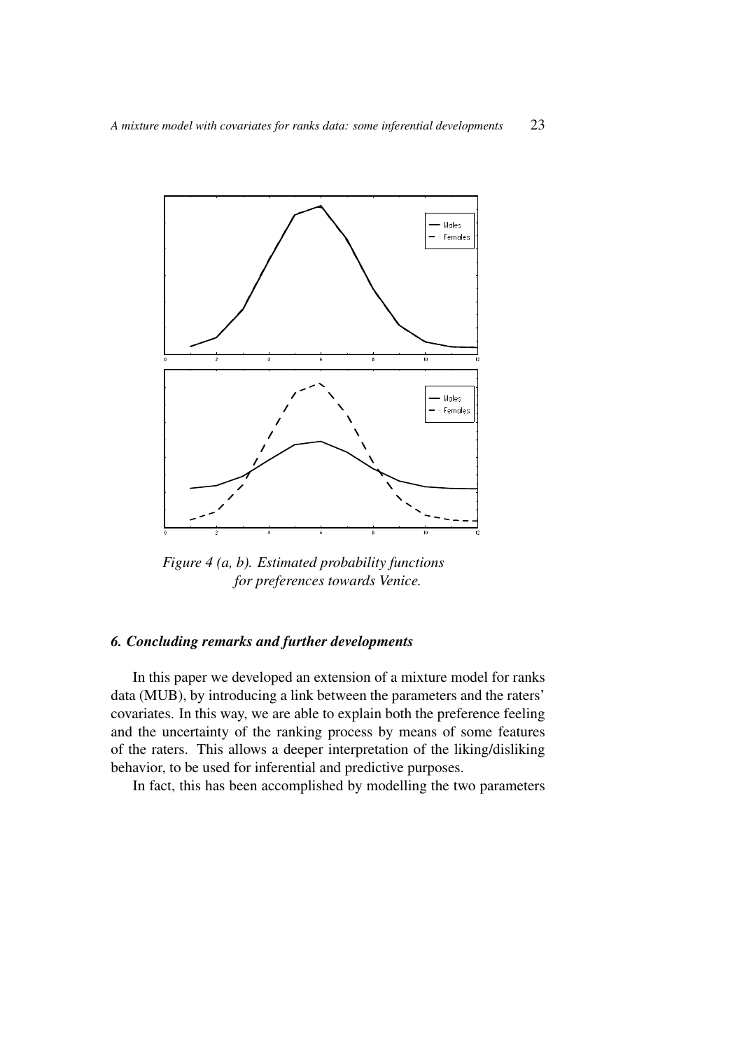*Figure 4 (a, b). Estimated probability functions for preferences towards Venice.*

### *6. Concluding remarks and further developments*

In this paper we developed an extension of a mixture model for ranks data (MUB), by introducing a link between the parameters and the raters' covariates. In this way, we are able to explain both the preference feeling and the uncertainty of the ranking process by means of some features of the raters. This allows a deeper interpretation of the liking/disliking behavior, to be used for inferential and predictive purposes.

In fact, this has been accomplished by modelling the two parameters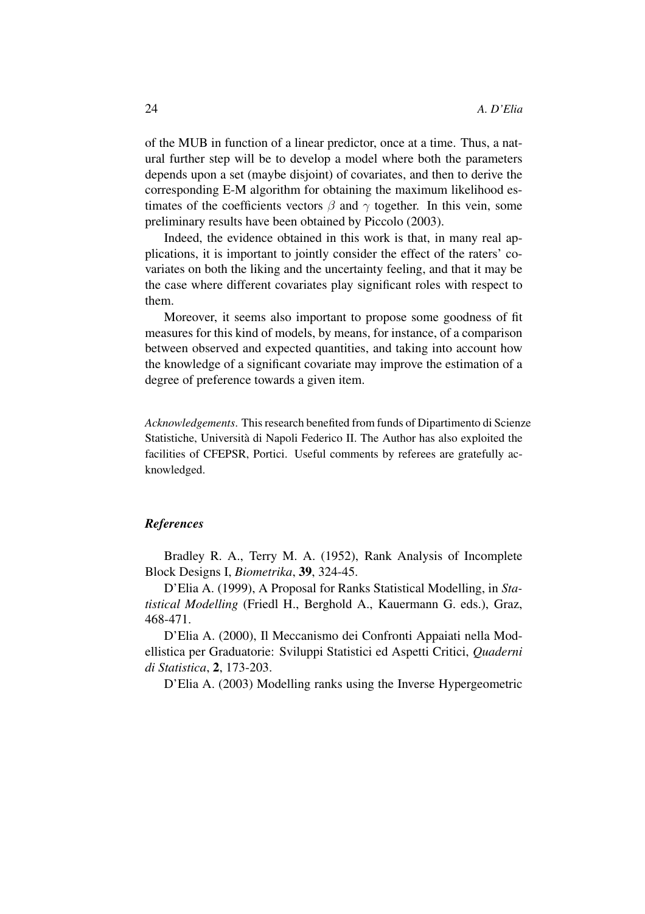of the MUB in function of a linear predictor, once at a time. Thus, a natural further step will be to develop a model where both the parameters depends upon a set (maybe disjoint) of covariates, and then to derive the corresponding E-M algorithm for obtaining the maximum likelihood estimates of the coefficients vectors $\beta$ and $\gamma$ together. In this vein, some preliminary results have been obtained by Piccolo (2003).

Indeed, the evidence obtained in this work is that, in many real applications, it is important to jointly consider the effect of the raters' covariates on both the liking and the uncertainty feeling, and that it may be the case where different covariates play significant roles with respect to them.

Moreover, it seems also important to propose some goodness of fit measures for this kind of models, by means, for instance, of a comparison between observed and expected quantities, and taking into account how the knowledge of a significant covariate may improve the estimation of a degree of preference towards a given item.

*Acknowledgements*. This research benefited from funds of Dipartimento di Scienze Statistiche, Università di Napoli Federico II. The Author has also exploited the facilities of CFEPSR, Portici. Useful comments by referees are gratefully acknowledged.

## *References*

Bradley R. A., Terry M. A. (1952), Rank Analysis of Incomplete Block Designs I, *Biometrika*, **39**, 324-45.

D'Elia A. (1999), A Proposal for Ranks Statistical Modelling, in *Statistical Modelling* (Friedl H., Berghold A., Kauermann G. eds.), Graz, 468-471.

D'Elia A. (2000), Il Meccanismo dei Confronti Appaiati nella Modellistica per Graduatorie: Sviluppi Statistici ed Aspetti Critici, *Quaderni di Statistica*, **2**, 173-203.

D'Elia A. (2003) Modelling ranks using the Inverse Hypergeometric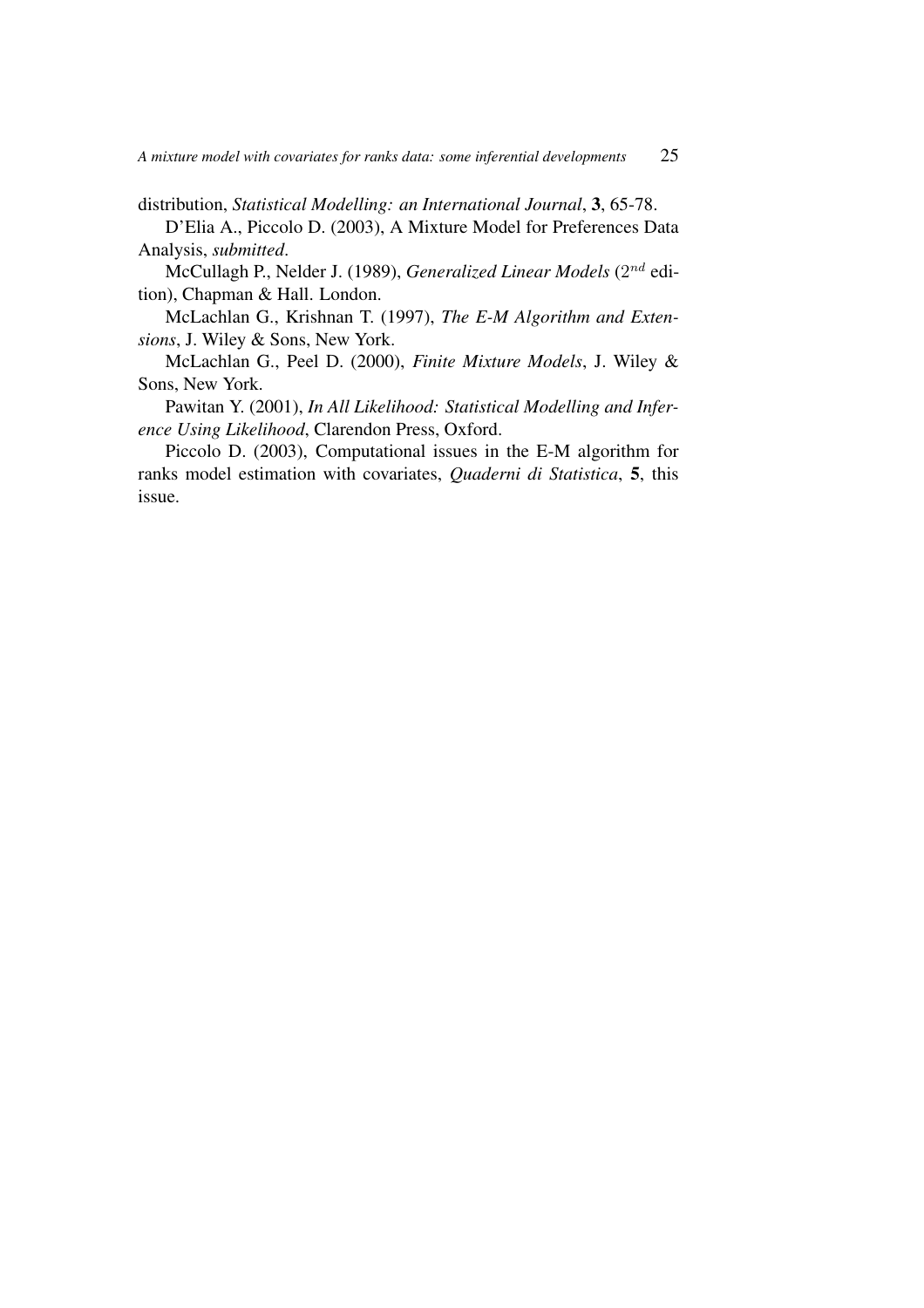distribution, *Statistical Modelling: an International Journal*, **3**, 65-78.

D'Elia A., Piccolo D. (2003), A Mixture Model for Preferences Data Analysis, *submitted*.

McCullagh P., Nelder J. (1989), *Generalized Linear Models* ($2^{nd}$ edition), Chapman & Hall. London.

McLachlan G., Krishnan T. (1997), *The E-M Algorithm and Extensions*, J. Wiley & Sons, New York.

McLachlan G., Peel D. (2000), *Finite Mixture Models*, J. Wiley & Sons, New York.

Pawitan Y. (2001), *In All Likelihood: Statistical Modelling and Inference Using Likelihood*, Clarendon Press, Oxford.

Piccolo D. (2003), Computational issues in the E-M algorithm for ranks model estimation with covariates, *Quaderni di Statistica*, **5**, this issue.